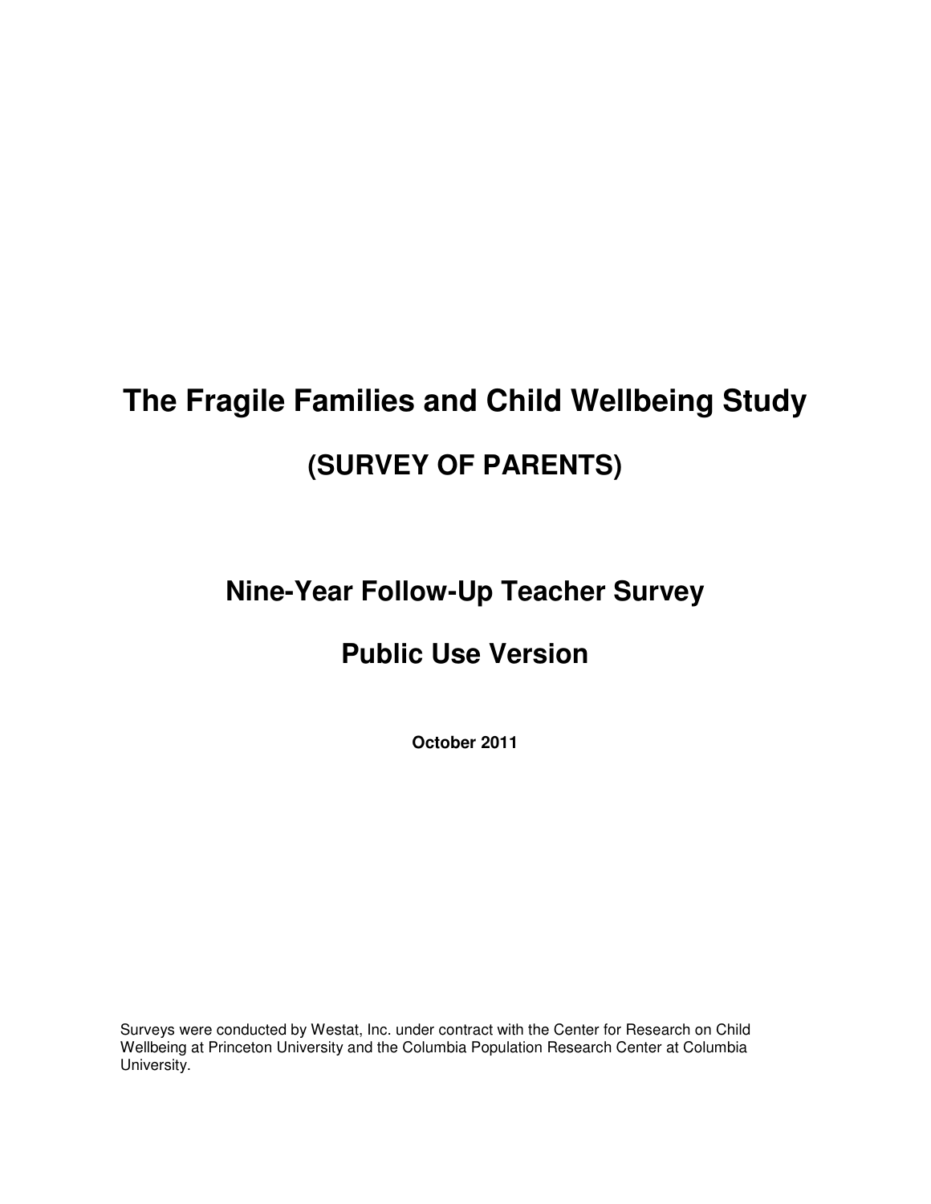# The Fragile Families and Child Wellbeing Study

## (SURVEY OF PARENTS)

## Nine-Year Follow-Up Teacher Survey

## Public Use Version

**October 2011**

Surveys were conducted by Westat, Inc. under contract with the Center for Research on Child Wellbeing at Princeton University and the Columbia Population Research Center at Columbia University.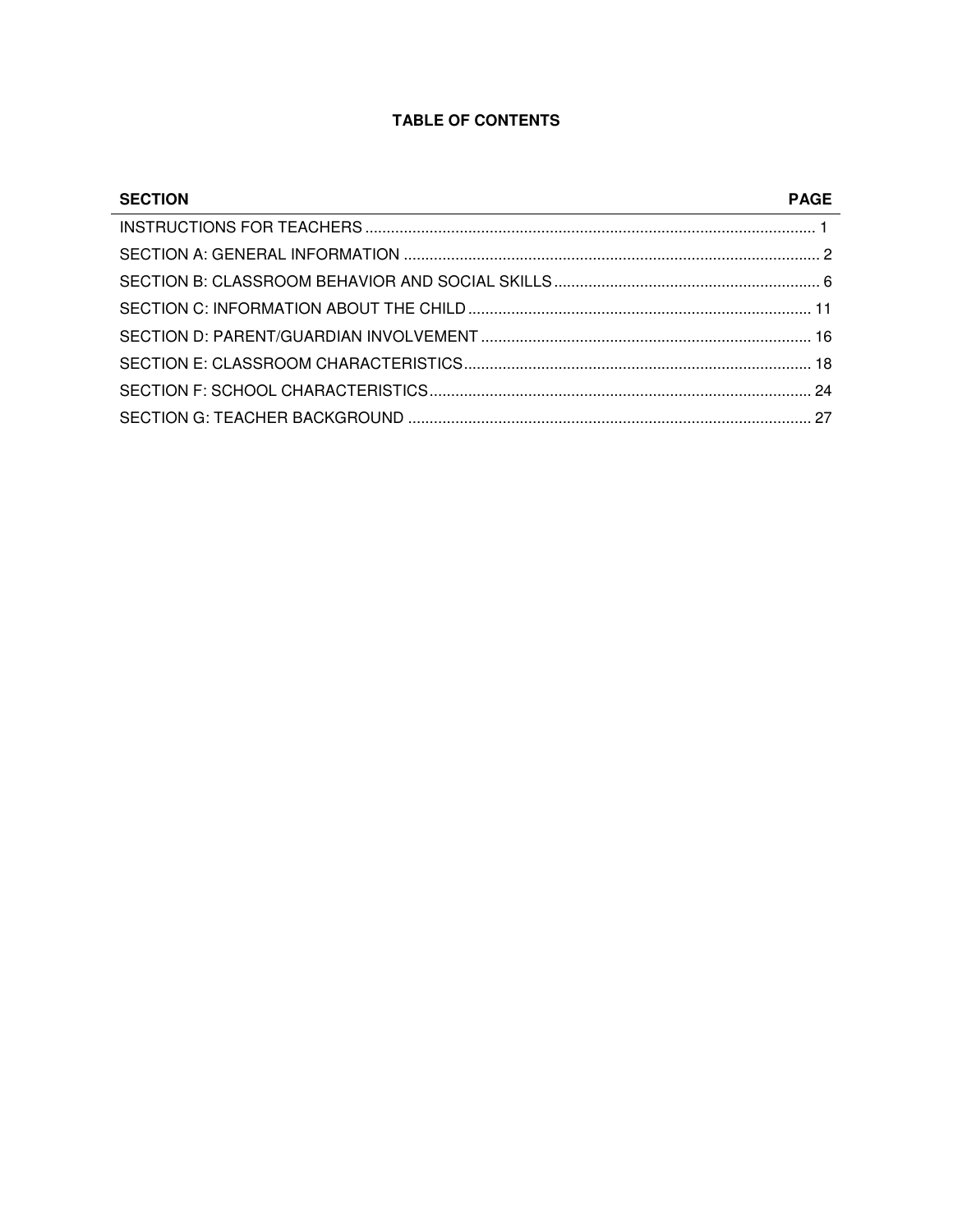**TABLE OF CONTENTS**

| SECTION | PAGE |
|---|---|
| INSTRUCTIONS FOR TEACHERS | 1 |
| SECTION A: GENERAL INFORMATION | 2 |
| SECTION B: CLASSROOM BEHAVIOR AND SOCIAL SKILLS | 6 |
| SECTION C: INFORMATION ABOUT THE CHILD | 11 |
| SECTION D: PARENT/GUARDIAN INVOLVEMENT | 16 |
| SECTION E: CLASSROOM CHARACTERISTICS | 18 |
| SECTION F: SCHOOL CHARACTERISTICS | 24 |
| SECTION G: TEACHER BACKGROUND | 27 |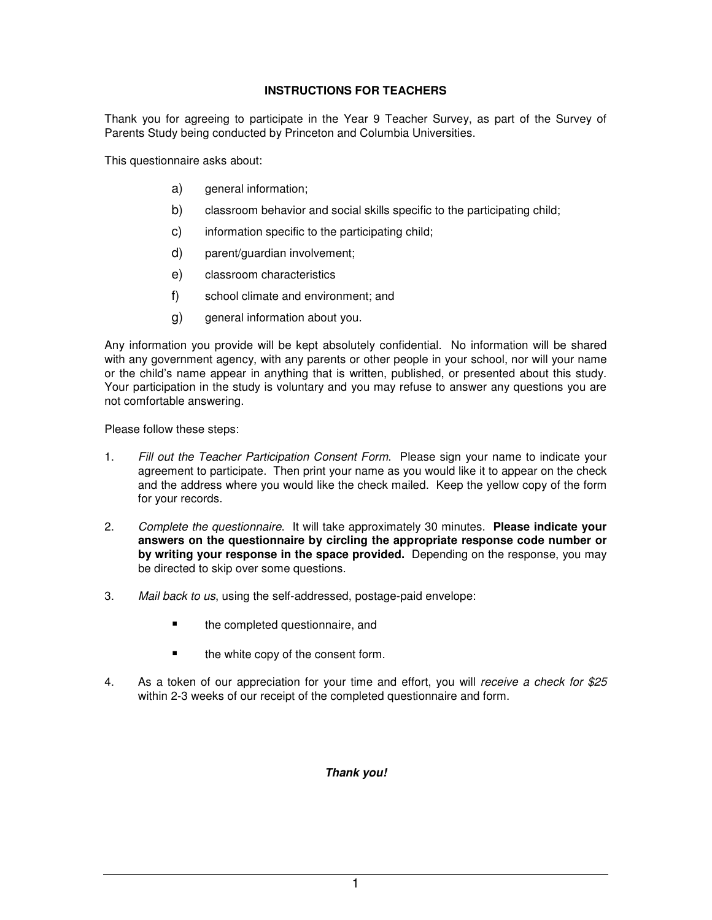## INSTRUCTIONS FOR TEACHERS

Thank you for agreeing to participate in the Year 9 Teacher Survey, as part of the Survey of Parents Study being conducted by Princeton and Columbia Universities.

This questionnaire asks about:

a) general information;

b) classroom behavior and social skills specific to the participating child;

c) information specific to the participating child;

d) parent/guardian involvement;

e) classroom characteristics

f) school climate and environment; and

g) general information about you.

Any information you provide will be kept absolutely confidential. No information will be shared with any government agency, with any parents or other people in your school, nor will your name or the child's name appear in anything that is written, published, or presented about this study. Your participation in the study is voluntary and you may refuse to answer any questions you are not comfortable answering.

Please follow these steps:

1. *Fill out the Teacher Participation Consent Form*. Please sign your name to indicate your agreement to participate. Then print your name as you would like it to appear on the check and the address where you would like the check mailed. Keep the yellow copy of the form for your records.

2. *Complete the questionnaire*. It will take approximately 30 minutes. **Please indicate your answers on the questionnaire by circling the appropriate response code number or by writing your response in the space provided.** Depending on the response, you may be directed to skip over some questions.

3. *Mail back to us*, using the self-addressed, postage-paid envelope:

   - the completed questionnaire, and
   - the white copy of the consent form.

4. As a token of our appreciation for your time and effort, you will *receive a check for $25* within 2-3 weeks of our receipt of the completed questionnaire and form.

***Thank you!***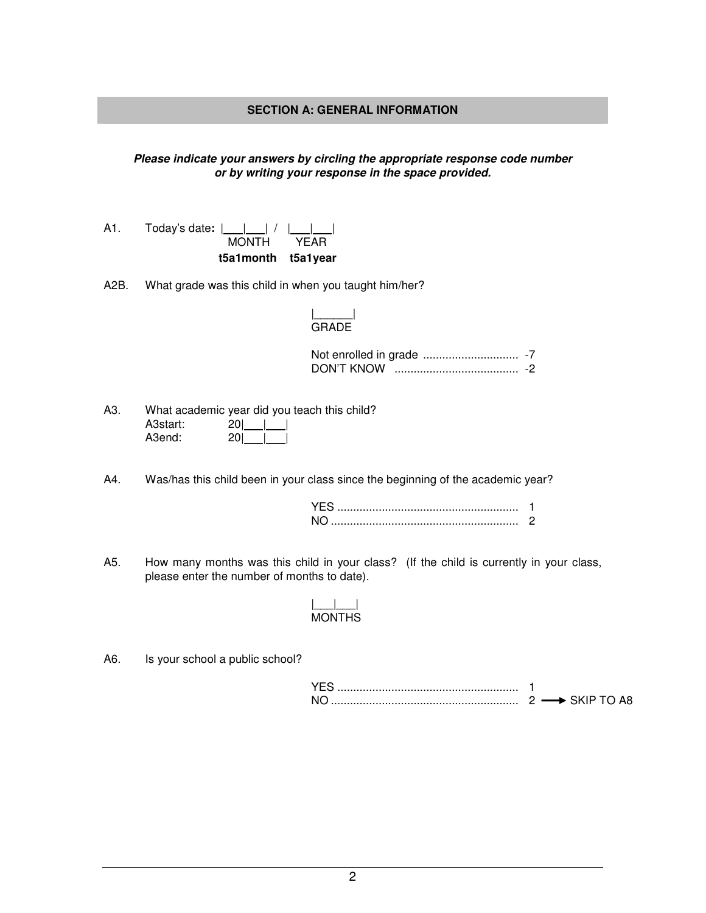## SECTION A: GENERAL INFORMATION

***Please indicate your answers by circling the appropriate response code number or by writing your response in the space provided.***

A1. Today's date**:** |___|___| / |___|___|
MONTH YEAR
**t5a1month t5a1year**

A2B. What grade was this child in when you taught him/her?

|______|
GRADE

Not enrolled in grade .............................. -7
DON'T KNOW ....................................... -2

A3. What academic year did you teach this child?
A3start: 20|___|___|
A3end: 20|___|___|

A4. Was/has this child been in your class since the beginning of the academic year?

YES ......................................................... 1
NO ........................................................... 2

A5. How many months was this child in your class? (If the child is currently in your class, please enter the number of months to date).

|___|___|
MONTHS

A6. Is your school a public school?

YES ......................................................... 1
NO ........................................................... 2 ⟶ SKIP TO A8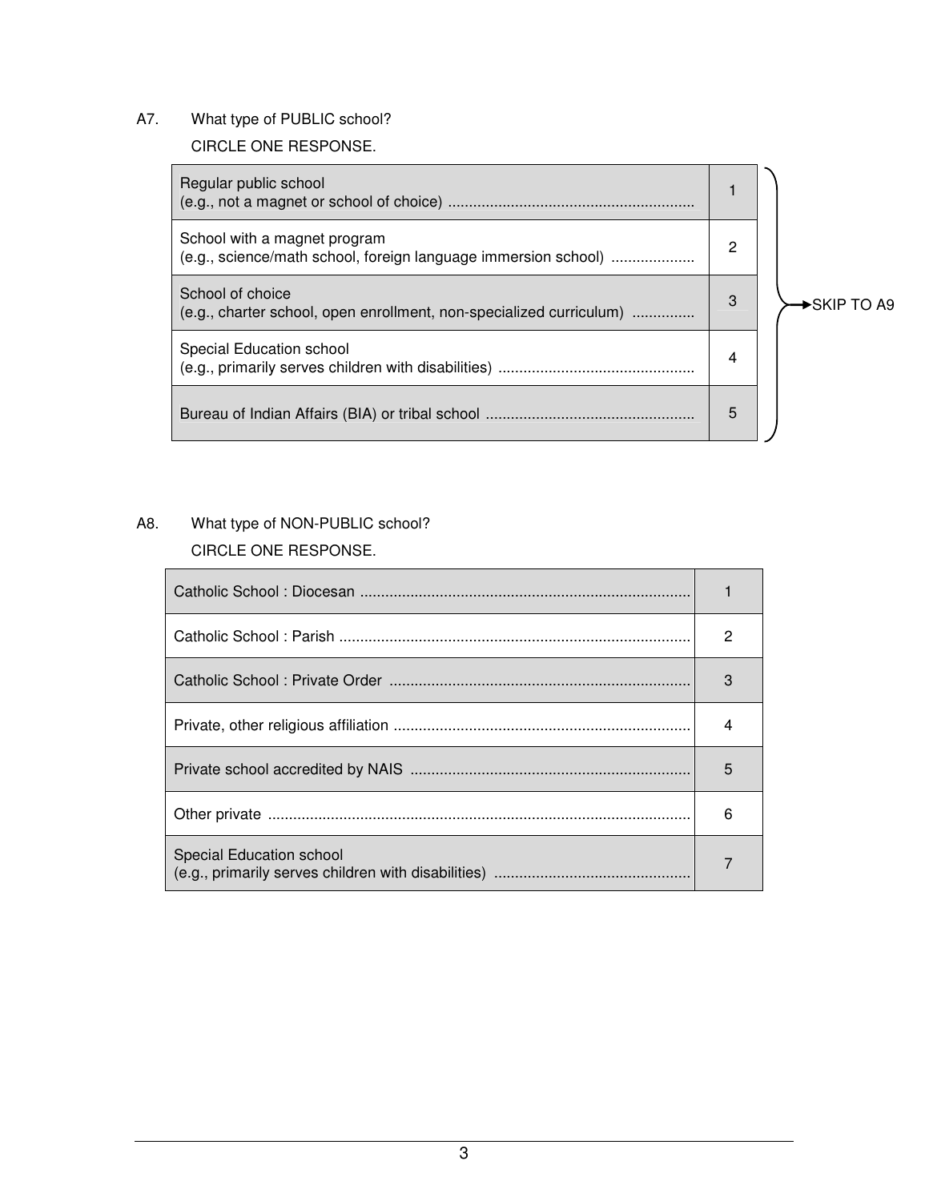A7. What type of PUBLIC school?

CIRCLE ONE RESPONSE.

| Response | Code | |
|---|---|---|
| Regular public school (e.g., not a magnet or school of choice) .......................................................... | 1 | SKIP TO A9 |
| School with a magnet program (e.g., science/math school, foreign language immersion school) .................... | 2 | SKIP TO A9 |
| School of choice (e.g., charter school, open enrollment, non-specialized curriculum) ............... | 3 | SKIP TO A9 |
| Special Education school (e.g., primarily serves children with disabilities) .............................................. | 4 | SKIP TO A9 |
| Bureau of Indian Affairs (BIA) or tribal school ................................................. | 5 | SKIP TO A9 |

A8. What type of NON-PUBLIC school?

CIRCLE ONE RESPONSE.

| Response | Code |
|---|---|
| Catholic School : Diocesan .............................................................................. | 1 |
| Catholic School : Parish ................................................................................... | 2 |
| Catholic School : Private Order ....................................................................... | 3 |
| Private, other religious affiliation ...................................................................... | 4 |
| Private school accredited by NAIS .................................................................. | 5 |
| Other private .................................................................................................... | 6 |
| Special Education school (e.g., primarily serves children with disabilities) .............................................. | 7 |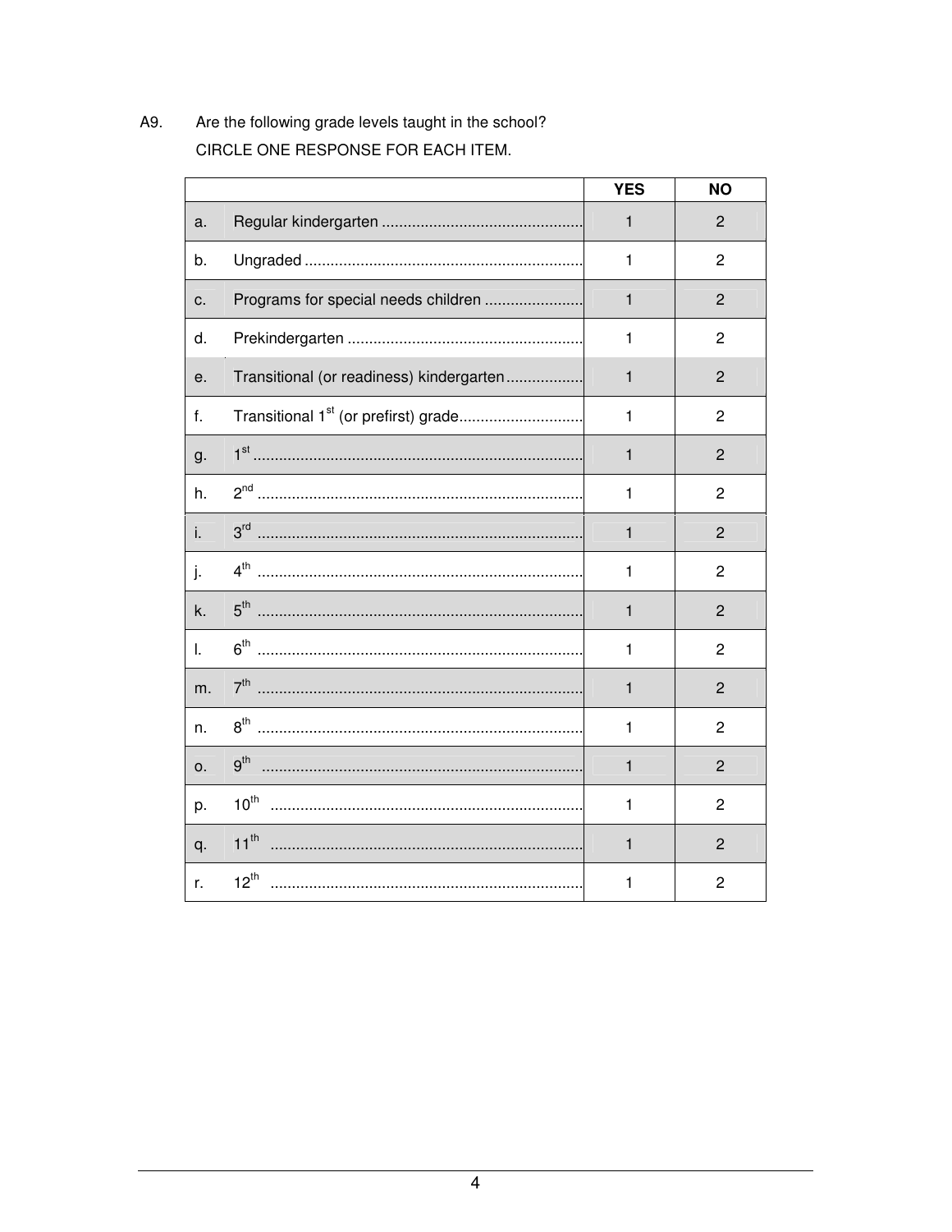A9. Are the following grade levels taught in the school?

CIRCLE ONE RESPONSE FOR EACH ITEM.

| | | YES | NO |
|---|---|---|---|
| a. | Regular kindergarten | 1 | 2 |
| b. | Ungraded | 1 | 2 |
| c. | Programs for special needs children | 1 | 2 |
| d. | Prekindergarten | 1 | 2 |
| e. | Transitional (or readiness) kindergarten | 1 | 2 |
| f. | Transitional 1st (or prefirst) grade | 1 | 2 |
| g. | 1st | 1 | 2 |
| h. | 2nd | 1 | 2 |
| i. | 3rd | 1 | 2 |
| j. | 4th | 1 | 2 |
| k. | 5th | 1 | 2 |
| l. | 6th | 1 | 2 |
| m. | 7th | 1 | 2 |
| n. | 8th | 1 | 2 |
| o. | 9th | 1 | 2 |
| p. | 10th | 1 | 2 |
| q. | 11th | 1 | 2 |
| r. | 12th | 1 | 2 |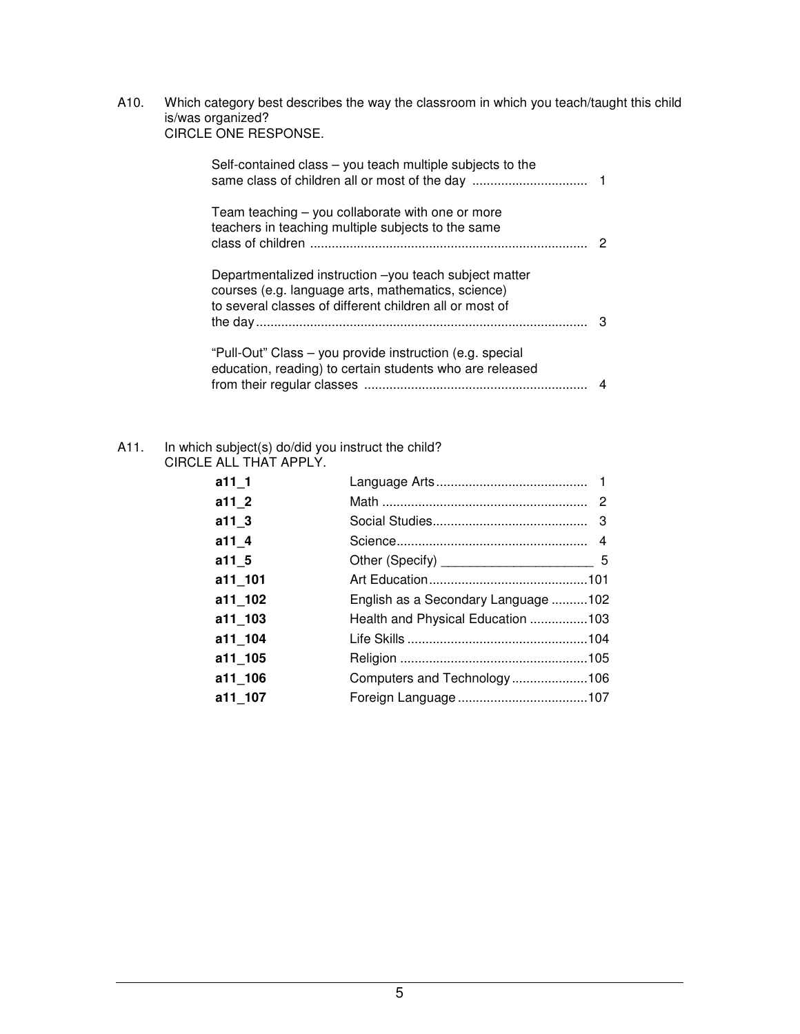A10. Which category best describes the way the classroom in which you teach/taught this child is/was organized?
CIRCLE ONE RESPONSE.

Self-contained class – you teach multiple subjects to the same class of children all or most of the day ................................ 1

Team teaching – you collaborate with one or more teachers in teaching multiple subjects to the same class of children ............................................................................ 2

Departmentalized instruction –you teach subject matter courses (e.g. language arts, mathematics, science) to several classes of different children all or most of the day ........................................................................................... 3

"Pull-Out" Class – you provide instruction (e.g. special education, reading) to certain students who are released from their regular classes ............................................................. 4

A11. In which subject(s) do/did you instruct the child?
CIRCLE ALL THAT APPLY.

| | | |
|---|---|---|
| **a11_1** | Language Arts.......................................... | 1 |
| **a11_2** | Math ......................................................... | 2 |
| **a11_3** | Social Studies........................................... | 3 |
| **a11_4** | Science..................................................... | 4 |
| **a11_5** | Other (Specify) _____________________ | 5 |
| **a11_101** | Art Education............................................ | 101 |
| **a11_102** | English as a Secondary Language .......... | 102 |
| **a11_103** | Health and Physical Education ................ | 103 |
| **a11_104** | Life Skills .................................................. | 104 |
| **a11_105** | Religion .................................................... | 105 |
| **a11_106** | Computers and Technology..................... | 106 |
| **a11_107** | Foreign Language .................................... | 107 |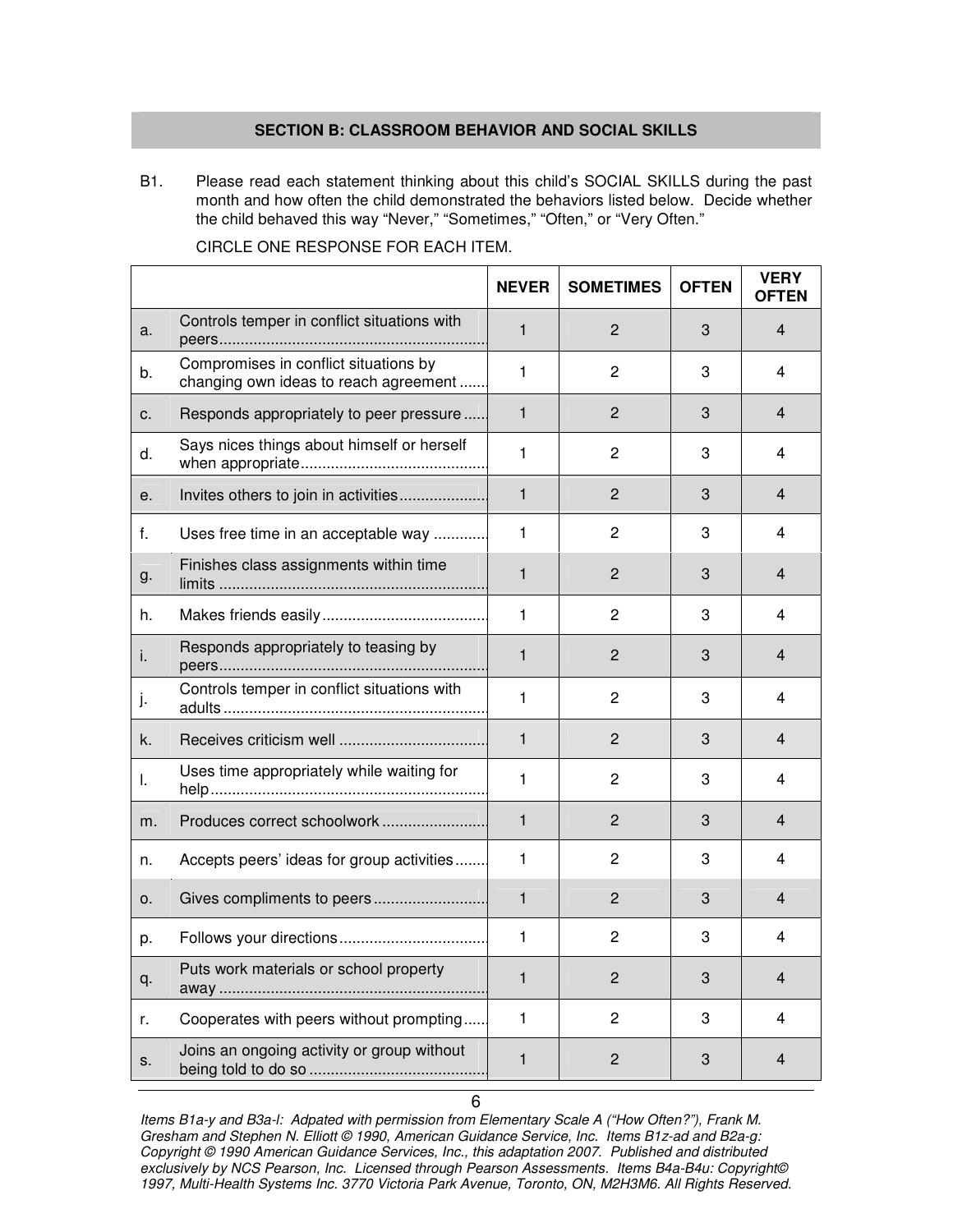## SECTION B: CLASSROOM BEHAVIOR AND SOCIAL SKILLS

B1. Please read each statement thinking about this child's SOCIAL SKILLS during the past month and how often the child demonstrated the behaviors listed below. Decide whether the child behaved this way "Never," "Sometimes," "Often," or "Very Often."

CIRCLE ONE RESPONSE FOR EACH ITEM.

| | | NEVER | SOMETIMES | OFTEN | VERY OFTEN |
|---|---|---|---|---|---|
| a. | Controls temper in conflict situations with peers........ | 1 | 2 | 3 | 4 |
| b. | Compromises in conflict situations by changing own ideas to reach agreement ....... | 1 | 2 | 3 | 4 |
| c. | Responds appropriately to peer pressure ...... | 1 | 2 | 3 | 4 |
| d. | Says nices things about himself or herself when appropriate........ | 1 | 2 | 3 | 4 |
| e. | Invites others to join in activities........ | 1 | 2 | 3 | 4 |
| f. | Uses free time in an acceptable way ........ | 1 | 2 | 3 | 4 |
| g. | Finishes class assignments within time limits ........ | 1 | 2 | 3 | 4 |
| h. | Makes friends easily........ | 1 | 2 | 3 | 4 |
| i. | Responds appropriately to teasing by peers........ | 1 | 2 | 3 | 4 |
| j. | Controls temper in conflict situations with adults ........ | 1 | 2 | 3 | 4 |
| k. | Receives criticism well ........ | 1 | 2 | 3 | 4 |
| l. | Uses time appropriately while waiting for help........ | 1 | 2 | 3 | 4 |
| m. | Produces correct schoolwork ........ | 1 | 2 | 3 | 4 |
| n. | Accepts peers' ideas for group activities....... | 1 | 2 | 3 | 4 |
| o. | Gives compliments to peers ........ | 1 | 2 | 3 | 4 |
| p. | Follows your directions........ | 1 | 2 | 3 | 4 |
| q. | Puts work materials or school property away ........ | 1 | 2 | 3 | 4 |
| r. | Cooperates with peers without prompting...... | 1 | 2 | 3 | 4 |
| s. | Joins an ongoing activity or group without being told to do so ........ | 1 | 2 | 3 | 4 |

*Items B1a-y and B3a-l: Adpated with permission from Elementary Scale A ("How Often?"), Frank M. Gresham and Stephen N. Elliott © 1990, American Guidance Service, Inc. Items B1z-ad and B2a-g: Copyright © 1990 American Guidance Services, Inc., this adaptation 2007. Published and distributed exclusively by NCS Pearson, Inc. Licensed through Pearson Assessments. Items B4a-B4u: Copyright© 1997, Multi-Health Systems Inc. 3770 Victoria Park Avenue, Toronto, ON, M2H3M6. All Rights Reserved.*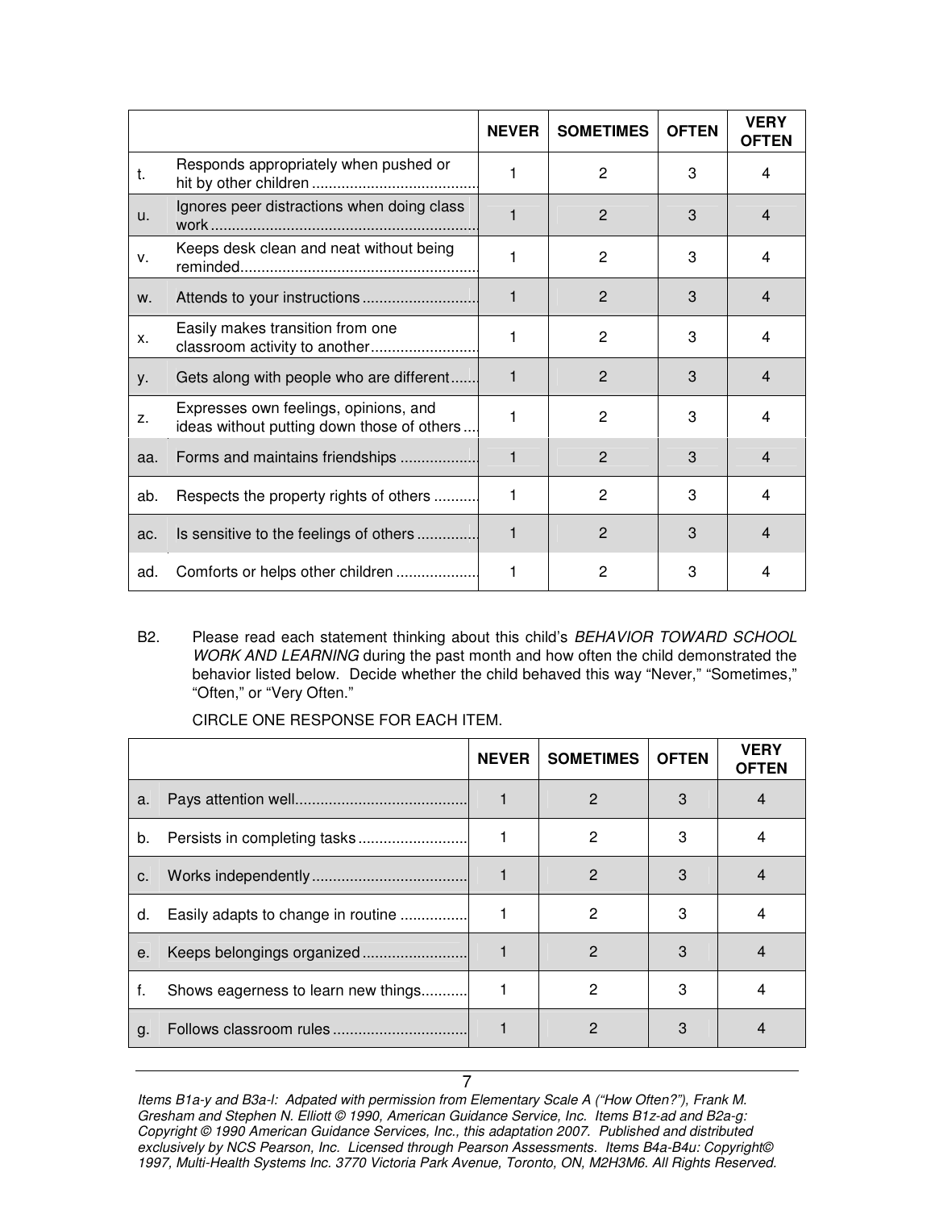| | | NEVER | SOMETIMES | OFTEN | VERY OFTEN |
|---|---|---|---|---|---|
| t. | Responds appropriately when pushed or hit by other children ........................................ | 1 | 2 | 3 | 4 |
| u. | Ignores peer distractions when doing class work ............................................................... | 1 | 2 | 3 | 4 |
| v. | Keeps desk clean and neat without being reminded.......................................................... | 1 | 2 | 3 | 4 |
| w. | Attends to your instructions ............................ | 1 | 2 | 3 | 4 |
| x. | Easily makes transition from one classroom activity to another.......................... | 1 | 2 | 3 | 4 |
| y. | Gets along with people who are different....... | 1 | 2 | 3 | 4 |
| z. | Expresses own feelings, opinions, and ideas without putting down those of others .... | 1 | 2 | 3 | 4 |
| aa. | Forms and maintains friendships ................... | 1 | 2 | 3 | 4 |
| ab. | Respects the property rights of others .......... | 1 | 2 | 3 | 4 |
| ac. | Is sensitive to the feelings of others ............... | 1 | 2 | 3 | 4 |
| ad. | Comforts or helps other children .................... | 1 | 2 | 3 | 4 |

B2. Please read each statement thinking about this child's *BEHAVIOR TOWARD SCHOOL WORK AND LEARNING* during the past month and how often the child demonstrated the behavior listed below. Decide whether the child behaved this way "Never," "Sometimes," "Often," or "Very Often."

CIRCLE ONE RESPONSE FOR EACH ITEM.

| | | NEVER | SOMETIMES | OFTEN | VERY OFTEN |
|---|---|---|---|---|---|
| a. | Pays attention well......................................... | 1 | 2 | 3 | 4 |
| b. | Persists in completing tasks .......................... | 1 | 2 | 3 | 4 |
| c. | Works independently .................................... | 1 | 2 | 3 | 4 |
| d. | Easily adapts to change in routine ................ | 1 | 2 | 3 | 4 |
| e. | Keeps belongings organized ......................... | 1 | 2 | 3 | 4 |
| f. | Shows eagerness to learn new things........... | 1 | 2 | 3 | 4 |
| g. | Follows classroom rules ................................ | 1 | 2 | 3 | 4 |

*Items B1a-y and B3a-l: Adpated with permission from Elementary Scale A ("How Often?"), Frank M. Gresham and Stephen N. Elliott © 1990, American Guidance Service, Inc. Items B1z-ad and B2a-g: Copyright © 1990 American Guidance Services, Inc., this adaptation 2007. Published and distributed exclusively by NCS Pearson, Inc. Licensed through Pearson Assessments. Items B4a-B4u: Copyright© 1997, Multi-Health Systems Inc. 3770 Victoria Park Avenue, Toronto, ON, M2H3M6. All Rights Reserved.*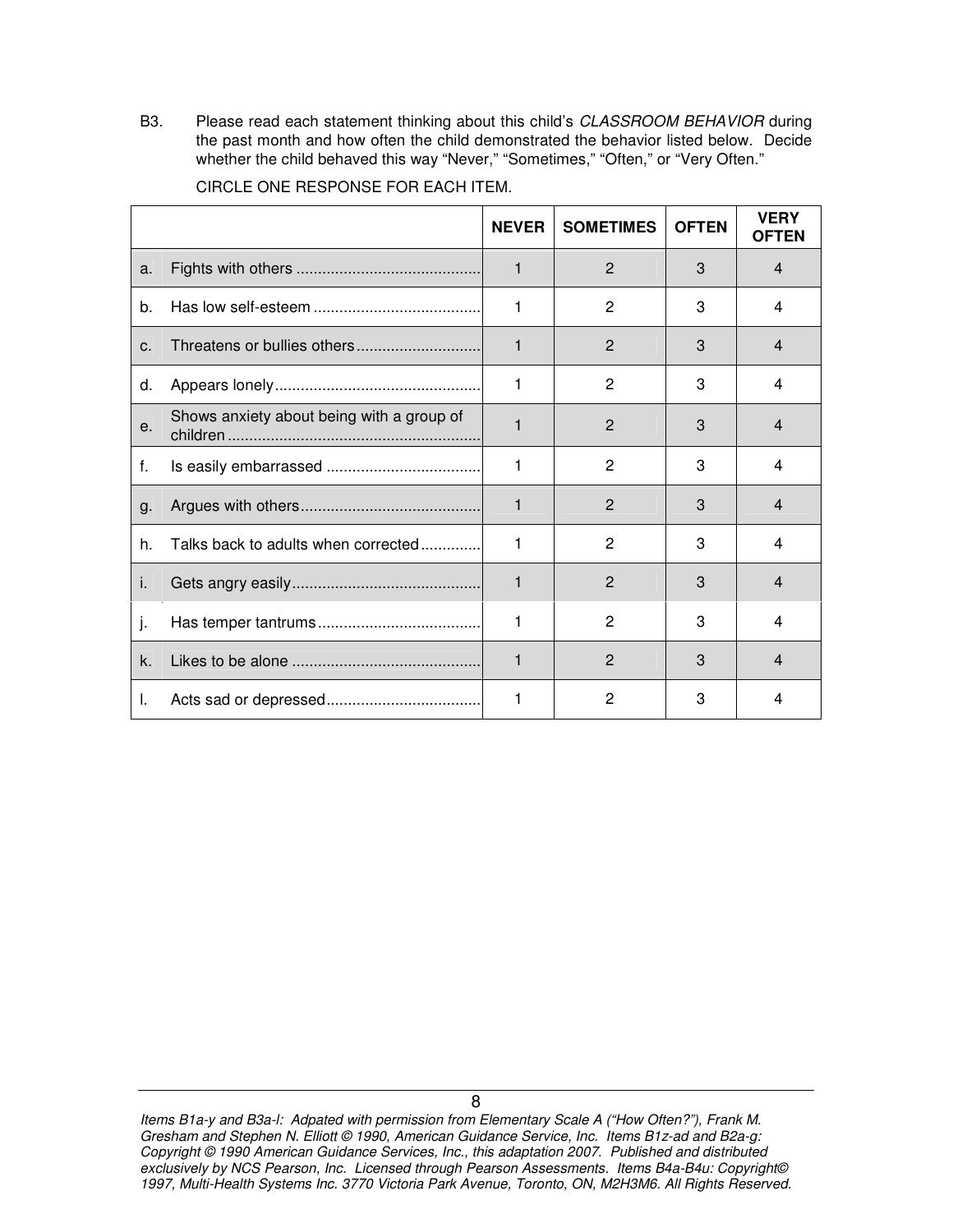B3. Please read each statement thinking about this child's *CLASSROOM BEHAVIOR* during the past month and how often the child demonstrated the behavior listed below. Decide whether the child behaved this way "Never," "Sometimes," "Often," or "Very Often."

CIRCLE ONE RESPONSE FOR EACH ITEM.

| | NEVER | SOMETIMES | OFTEN | VERY OFTEN |
|---|---|---|---|---|
| a. Fights with others | 1 | 2 | 3 | 4 |
| b. Has low self-esteem | 1 | 2 | 3 | 4 |
| c. Threatens or bullies others | 1 | 2 | 3 | 4 |
| d. Appears lonely | 1 | 2 | 3 | 4 |
| e. Shows anxiety about being with a group of children | 1 | 2 | 3 | 4 |
| f. Is easily embarrassed | 1 | 2 | 3 | 4 |
| g. Argues with others | 1 | 2 | 3 | 4 |
| h. Talks back to adults when corrected | 1 | 2 | 3 | 4 |
| i. Gets angry easily | 1 | 2 | 3 | 4 |
| j. Has temper tantrums | 1 | 2 | 3 | 4 |
| k. Likes to be alone | 1 | 2 | 3 | 4 |
| l. Acts sad or depressed | 1 | 2 | 3 | 4 |

*Items B1a-y and B3a-l: Adpated with permission from Elementary Scale A ("How Often?"), Frank M. Gresham and Stephen N. Elliott © 1990, American Guidance Service, Inc. Items B1z-ad and B2a-g: Copyright © 1990 American Guidance Services, Inc., this adaptation 2007. Published and distributed exclusively by NCS Pearson, Inc. Licensed through Pearson Assessments. Items B4a-B4u: Copyright© 1997, Multi-Health Systems Inc. 3770 Victoria Park Avenue, Toronto, ON, M2H3M6. All Rights Reserved.*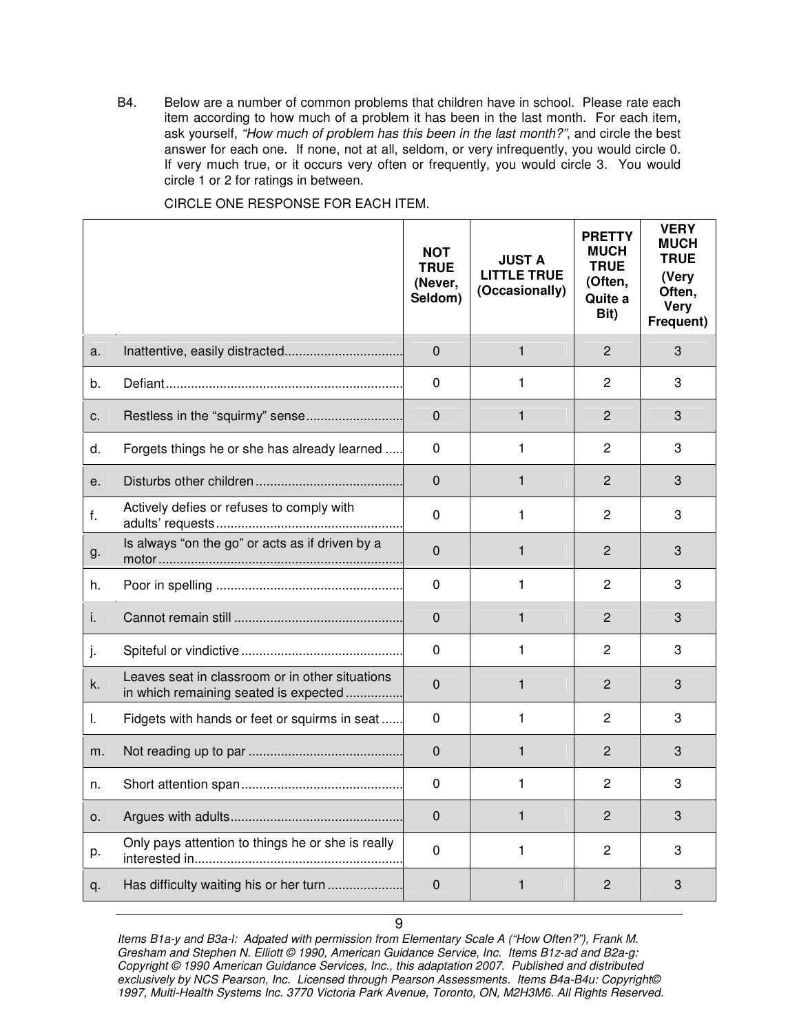B4. Below are a number of common problems that children have in school. Please rate each item according to how much of a problem it has been in the last month. For each item, ask yourself, *"How much of problem has this been in the last month?"*, and circle the best answer for each one. If none, not at all, seldom, or very infrequently, you would circle 0. If very much true, or it occurs very often or frequently, you would circle 3. You would circle 1 or 2 for ratings in between.

CIRCLE ONE RESPONSE FOR EACH ITEM.

| | | **NOT TRUE (Never, Seldom)** | **JUST A LITTLE TRUE (Occasionally)** | **PRETTY MUCH TRUE (Often, Quite a Bit)** | **VERY MUCH TRUE (Very Often, Very Frequent)** |
|---|---|---|---|---|---|
| a. | Inattentive, easily distracted................................ | 0 | 1 | 2 | 3 |
| b. | Defiant................................................................. | 0 | 1 | 2 | 3 |
| c. | Restless in the "squirmy" sense.......................... | 0 | 1 | 2 | 3 |
| d. | Forgets things he or she has already learned ..... | 0 | 1 | 2 | 3 |
| e. | Disturbs other children ........................................ | 0 | 1 | 2 | 3 |
| f. | Actively defies or refuses to comply with adults' requests................................................... | 0 | 1 | 2 | 3 |
| g. | Is always "on the go" or acts as if driven by a motor................................................................... | 0 | 1 | 2 | 3 |
| h. | Poor in spelling ................................................... | 0 | 1 | 2 | 3 |
| i. | Cannot remain still .............................................. | 0 | 1 | 2 | 3 |
| j. | Spiteful or vindictive ............................................ | 0 | 1 | 2 | 3 |
| k. | Leaves seat in classroom or in other situations in which remaining seated is expected ............... | 0 | 1 | 2 | 3 |
| l. | Fidgets with hands or feet or squirms in seat ...... | 0 | 1 | 2 | 3 |
| m. | Not reading up to par .......................................... | 0 | 1 | 2 | 3 |
| n. | Short attention span............................................ | 0 | 1 | 2 | 3 |
| o. | Argues with adults............................................... | 0 | 1 | 2 | 3 |
| p. | Only pays attention to things he or she is really interested in......................................................... | 0 | 1 | 2 | 3 |
| q. | Has difficulty waiting his or her turn .................... | 0 | 1 | 2 | 3 |

*Items B1a-y and B3a-l: Adpated with permission from Elementary Scale A ("How Often?"), Frank M. Gresham and Stephen N. Elliott © 1990, American Guidance Service, Inc. Items B1z-ad and B2a-g: Copyright © 1990 American Guidance Services, Inc., this adaptation 2007. Published and distributed exclusively by NCS Pearson, Inc. Licensed through Pearson Assessments. Items B4a-B4u: Copyright© 1997, Multi-Health Systems Inc. 3770 Victoria Park Avenue, Toronto, ON, M2H3M6. All Rights Reserved.*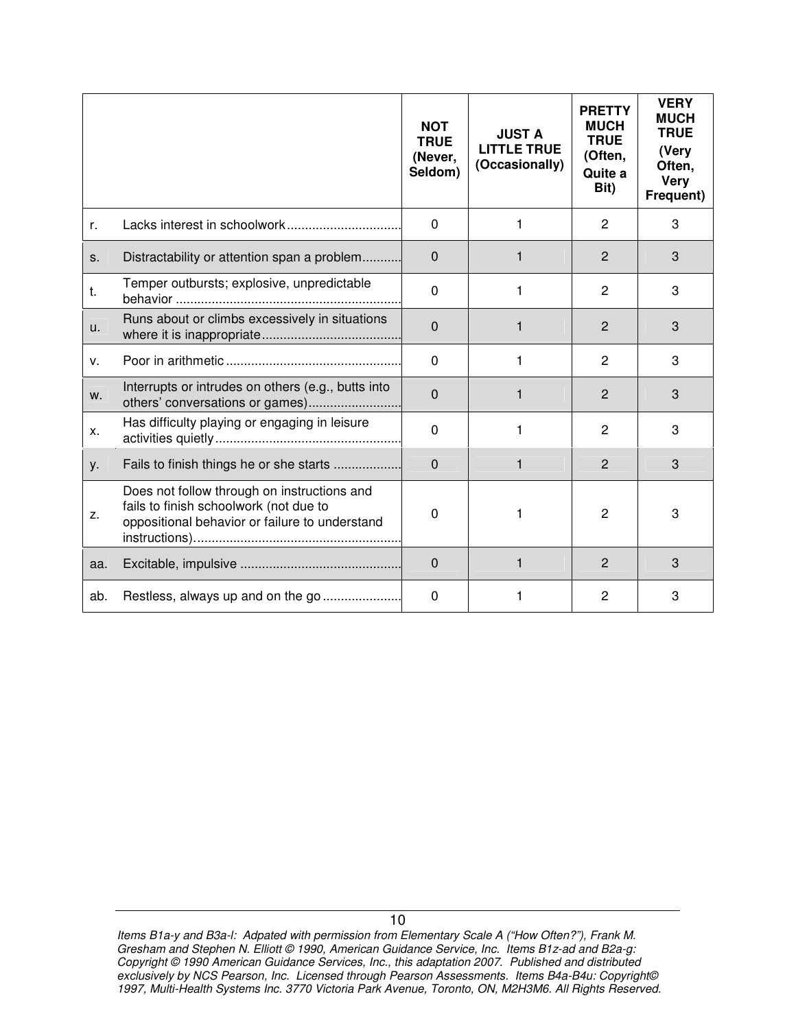| | | NOT TRUE (Never, Seldom) | JUST A LITTLE TRUE (Occasionally) | PRETTY MUCH TRUE (Often, Quite a Bit) | VERY MUCH TRUE (Very Often, Very Frequent) |
|---|---|---|---|---|---|
| r. | Lacks interest in schoolwork................................ | 0 | 1 | 2 | 3 |
| s. | Distractability or attention span a problem........... | 0 | 1 | 2 | 3 |
| t. | Temper outbursts; explosive, unpredictable behavior .............................................................. | 0 | 1 | 2 | 3 |
| u. | Runs about or climbs excessively in situations where it is inappropriate...................................... | 0 | 1 | 2 | 3 |
| v. | Poor in arithmetic ................................................. | 0 | 1 | 2 | 3 |
| w. | Interrupts or intrudes on others (e.g., butts into others' conversations or games)......................... | 0 | 1 | 2 | 3 |
| x. | Has difficulty playing or engaging in leisure activities quietly.................................................... | 0 | 1 | 2 | 3 |
| y. | Fails to finish things he or she starts ................... | 0 | 1 | 2 | 3 |
| z. | Does not follow through on instructions and fails to finish schoolwork (not due to oppositional behavior or failure to understand instructions).......................................................... | 0 | 1 | 2 | 3 |
| aa. | Excitable, impulsive ............................................ | 0 | 1 | 2 | 3 |
| ab. | Restless, always up and on the go ...................... | 0 | 1 | 2 | 3 |

*Items B1a-y and B3a-l: Adpated with permission from Elementary Scale A ("How Often?"), Frank M. Gresham and Stephen N. Elliott © 1990, American Guidance Service, Inc. Items B1z-ad and B2a-g: Copyright © 1990 American Guidance Services, Inc., this adaptation 2007. Published and distributed exclusively by NCS Pearson, Inc. Licensed through Pearson Assessments. Items B4a-B4u: Copyright© 1997, Multi-Health Systems Inc. 3770 Victoria Park Avenue, Toronto, ON, M2H3M6. All Rights Reserved.*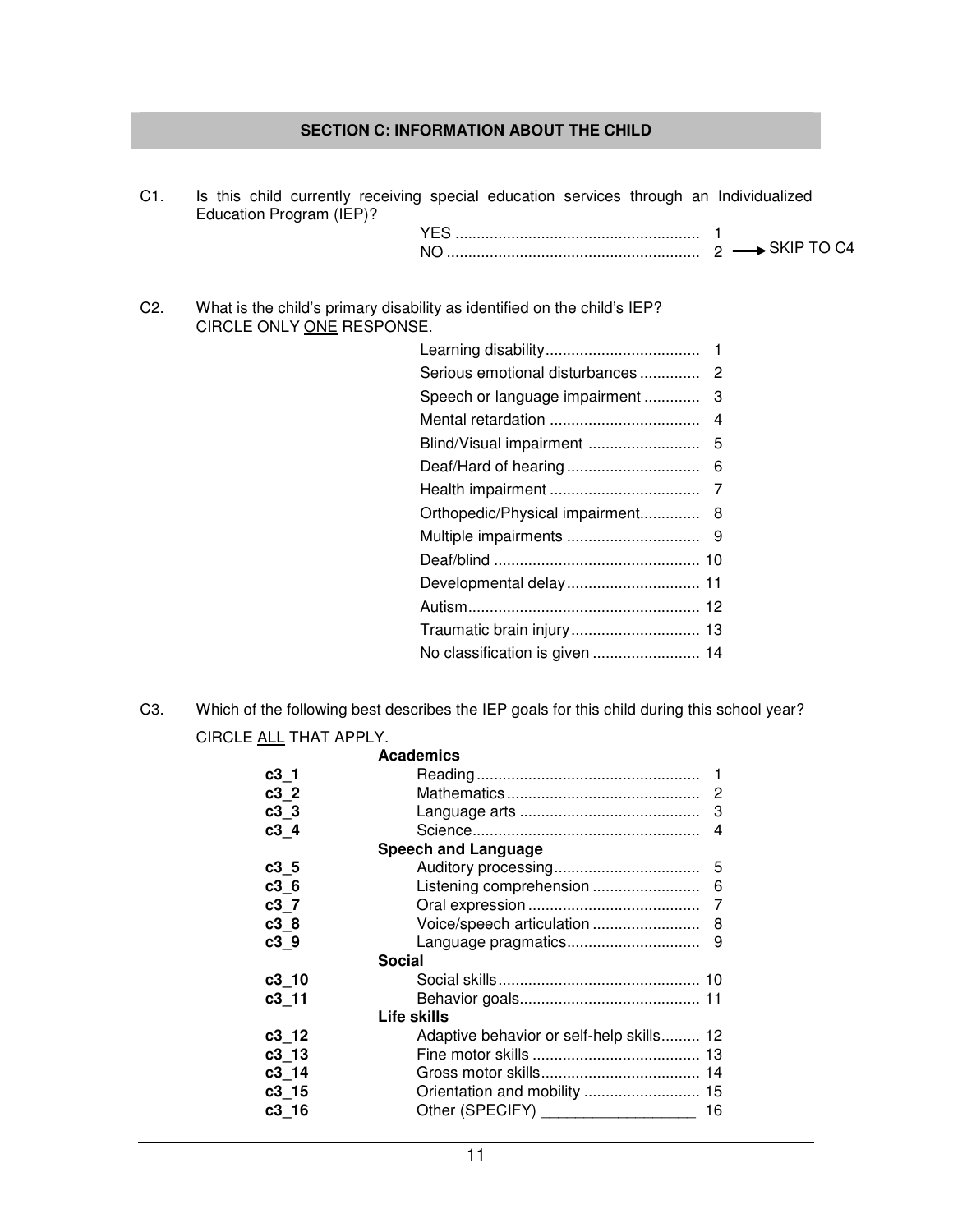## SECTION C: INFORMATION ABOUT THE CHILD

C1. Is this child currently receiving special education services through an Individualized Education Program (IEP)?

| | |
|---|---|
| YES | 1 |
| NO | 2 → SKIP TO C4 |

C2. What is the child's primary disability as identified on the child's IEP?
CIRCLE ONLY <u>ONE</u> RESPONSE.

| | |
|---|---|
| Learning disability | 1 |
| Serious emotional disturbances | 2 |
| Speech or language impairment | 3 |
| Mental retardation | 4 |
| Blind/Visual impairment | 5 |
| Deaf/Hard of hearing | 6 |
| Health impairment | 7 |
| Orthopedic/Physical impairment | 8 |
| Multiple impairments | 9 |
| Deaf/blind | 10 |
| Developmental delay | 11 |
| Autism | 12 |
| Traumatic brain injury | 13 |
| No classification is given | 14 |

C3. Which of the following best describes the IEP goals for this child during this school year?
CIRCLE <u>ALL</u> THAT APPLY.

| | | |
|---|---|---|
| | **Academics** | |
| **c3_1** | Reading | 1 |
| **c3_2** | Mathematics | 2 |
| **c3_3** | Language arts | 3 |
| **c3_4** | Science | 4 |
| | **Speech and Language** | |
| **c3_5** | Auditory processing | 5 |
| **c3_6** | Listening comprehension | 6 |
| **c3_7** | Oral expression | 7 |
| **c3_8** | Voice/speech articulation | 8 |
| **c3_9** | Language pragmatics | 9 |
| | **Social** | |
| **c3_10** | Social skills | 10 |
| **c3_11** | Behavior goals | 11 |
| | **Life skills** | |
| **c3_12** | Adaptive behavior or self-help skills | 12 |
| **c3_13** | Fine motor skills | 13 |
| **c3_14** | Gross motor skills | 14 |
| **c3_15** | Orientation and mobility | 15 |
| **c3_16** | Other (SPECIFY) _________________ | 16 |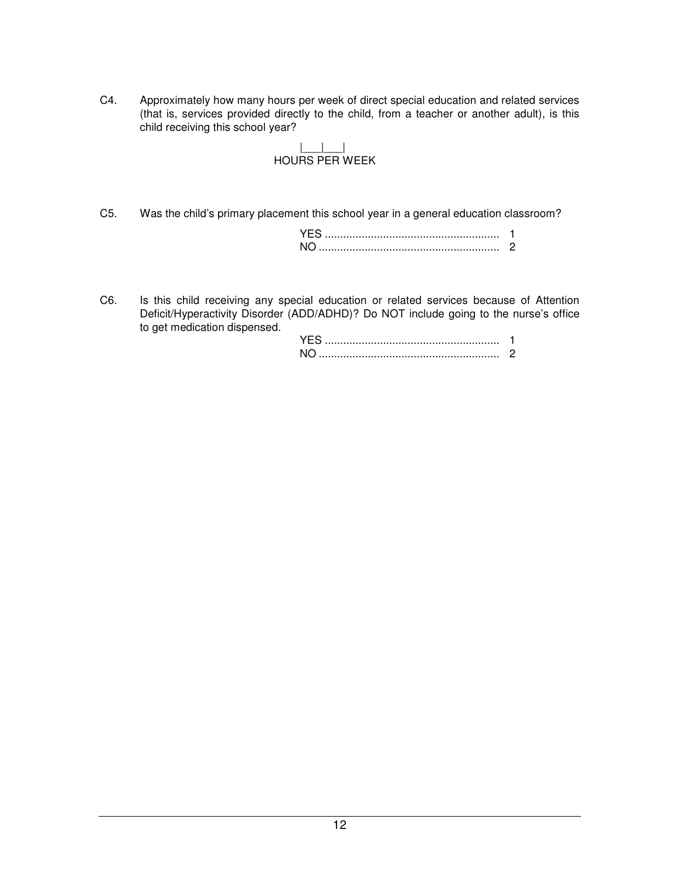C4. Approximately how many hours per week of direct special education and related services (that is, services provided directly to the child, from a teacher or another adult), is this child receiving this school year?

|___|___|
HOURS PER WEEK

C5. Was the child's primary placement this school year in a general education classroom?

YES ........................................................ 1
NO .......................................................... 2

C6. Is this child receiving any special education or related services because of Attention Deficit/Hyperactivity Disorder (ADD/ADHD)? Do NOT include going to the nurse's office to get medication dispensed.

YES ........................................................ 1
NO .......................................................... 2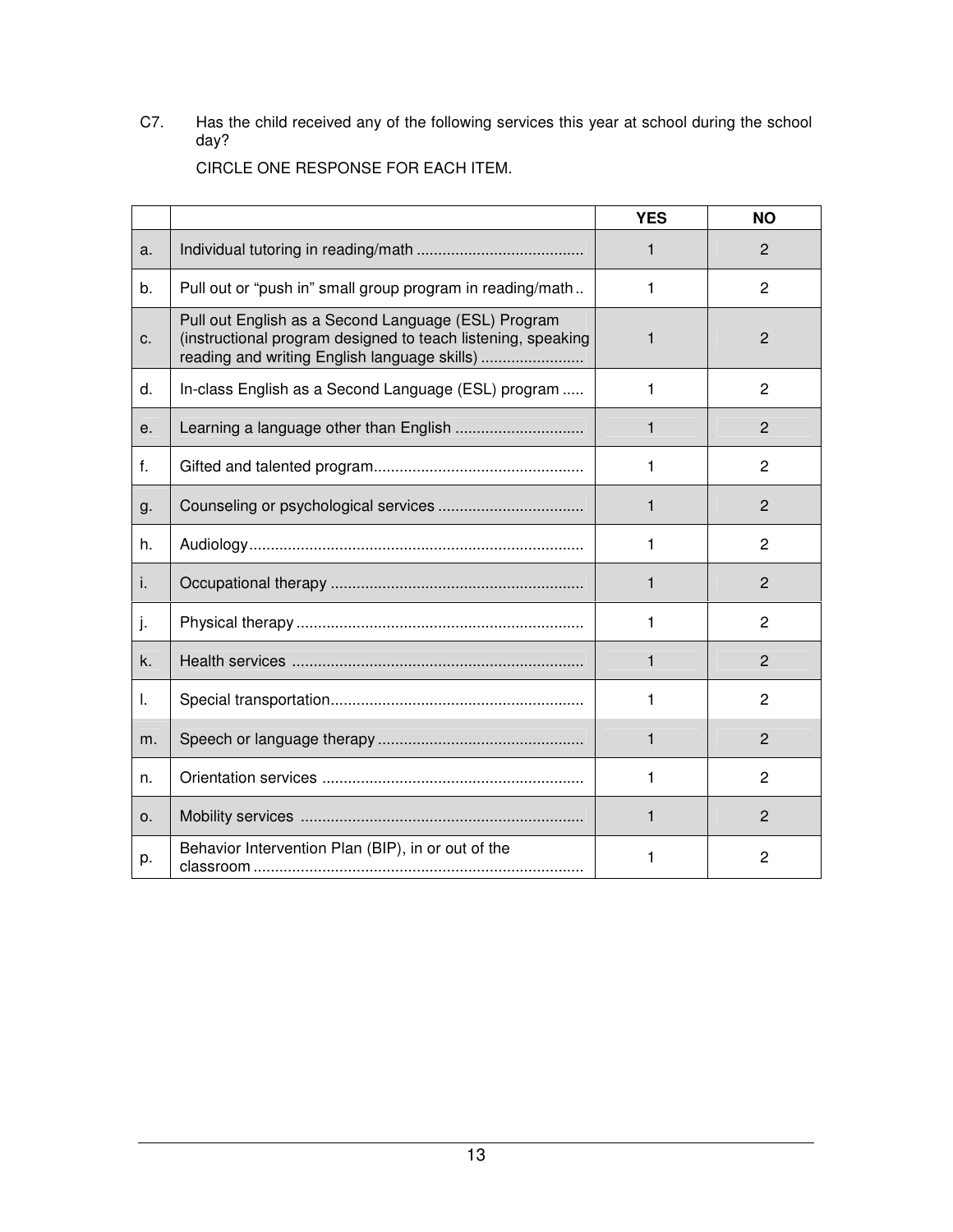C7. Has the child received any of the following services this year at school during the school day?

CIRCLE ONE RESPONSE FOR EACH ITEM.

| | | YES | NO |
|---|---|---|---|
| a. | Individual tutoring in reading/math ....................................... | 1 | 2 |
| b. | Pull out or "push in" small group program in reading/math .. | 1 | 2 |
| c. | Pull out English as a Second Language (ESL) Program (instructional program designed to teach listening, speaking reading and writing English language skills) ........................ | 1 | 2 |
| d. | In-class English as a Second Language (ESL) program ..... | 1 | 2 |
| e. | Learning a language other than English ............................. | 1 | 2 |
| f. | Gifted and talented program................................................ | 1 | 2 |
| g. | Counseling or psychological services .................................. | 1 | 2 |
| h. | Audiology............................................................................. | 1 | 2 |
| i. | Occupational therapy ........................................................... | 1 | 2 |
| j. | Physical therapy .................................................................. | 1 | 2 |
| k. | Health services ................................................................... | 1 | 2 |
| l. | Special transportation.......................................................... | 1 | 2 |
| m. | Speech or language therapy ................................................ | 1 | 2 |
| n. | Orientation services ............................................................ | 1 | 2 |
| o. | Mobility services ................................................................. | 1 | 2 |
| p. | Behavior Intervention Plan (BIP), in or out of the classroom ............................................................................ | 1 | 2 |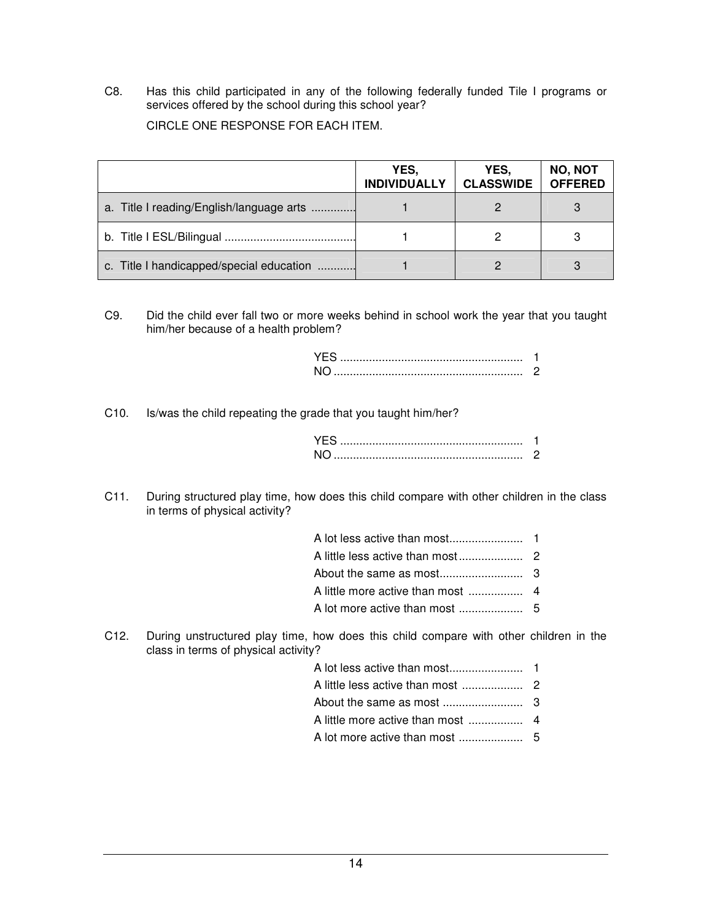C8. Has this child participated in any of the following federally funded Tile I programs or services offered by the school during this school year?

CIRCLE ONE RESPONSE FOR EACH ITEM.

| | YES, INDIVIDUALLY | YES, CLASSWIDE | NO, NOT OFFERED |
|---|---|---|---|
| a. Title I reading/English/language arts .............. | 1 | 2 | 3 |
| b. Title I ESL/Bilingual .......................................... | 1 | 2 | 3 |
| c. Title I handicapped/special education ............ | 1 | 2 | 3 |

C9. Did the child ever fall two or more weeks behind in school work the year that you taught him/her because of a health problem?

YES ........................................................ 1
NO .......................................................... 2

C10. Is/was the child repeating the grade that you taught him/her?

YES ........................................................ 1
NO .......................................................... 2

C11. During structured play time, how does this child compare with other children in the class in terms of physical activity?

A lot less active than most....................... 1
A little less active than most.................... 2
About the same as most.......................... 3
A little more active than most ................. 4
A lot more active than most .................... 5

C12. During unstructured play time, how does this child compare with other children in the class in terms of physical activity?

A lot less active than most....................... 1
A little less active than most ................... 2
About the same as most ......................... 3
A little more active than most ................. 4
A lot more active than most .................... 5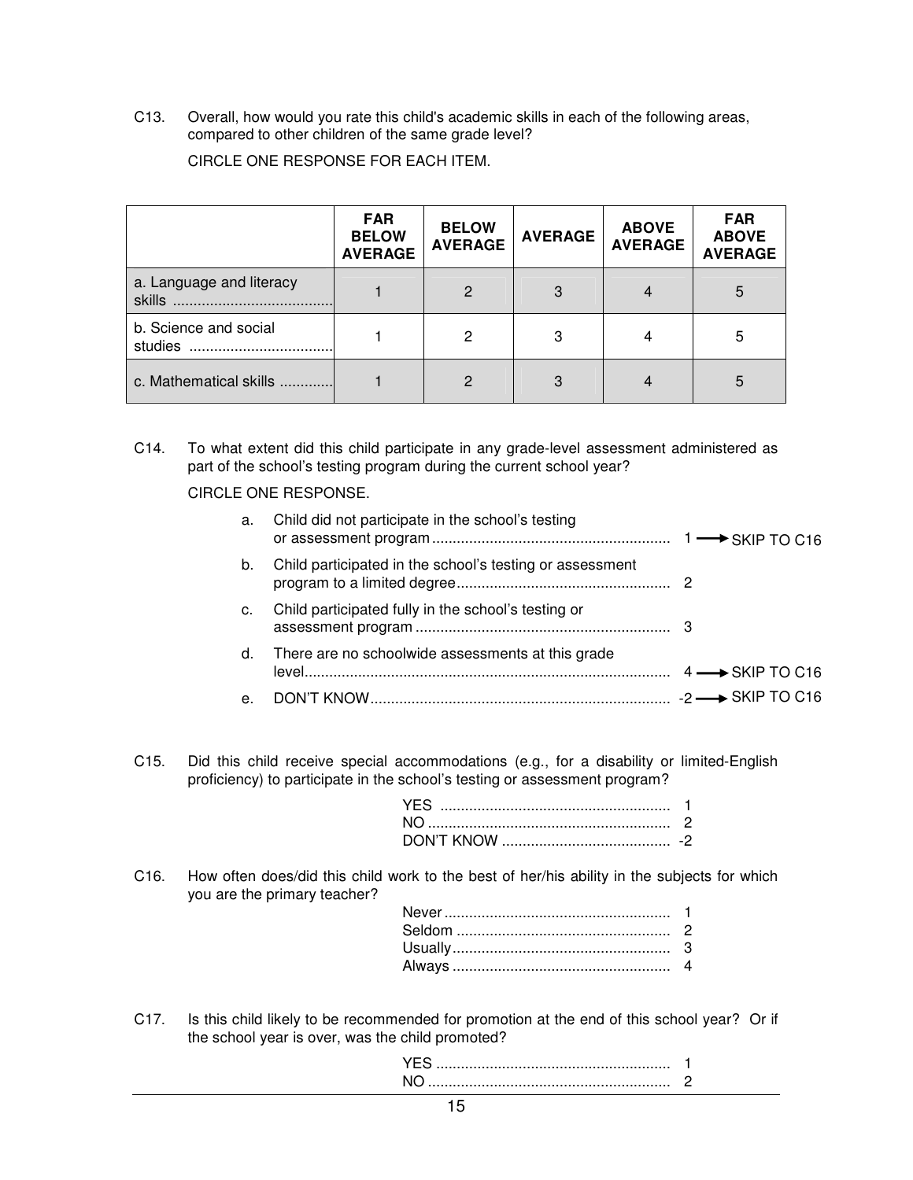C13. Overall, how would you rate this child's academic skills in each of the following areas, compared to other children of the same grade level?

CIRCLE ONE RESPONSE FOR EACH ITEM.

| | FAR BELOW AVERAGE | BELOW AVERAGE | AVERAGE | ABOVE AVERAGE | FAR ABOVE AVERAGE |
|---|---|---|---|---|---|
| a. Language and literacy skills ....................................... | 1 | 2 | 3 | 4 | 5 |
| b. Science and social studies .................................. | 1 | 2 | 3 | 4 | 5 |
| c. Mathematical skills ............. | 1 | 2 | 3 | 4 | 5 |

C14. To what extent did this child participate in any grade-level assessment administered as part of the school's testing program during the current school year?

CIRCLE ONE RESPONSE.

a. Child did not participate in the school's testing or assessment program ......................................................... 1 → SKIP TO C16

b. Child participated in the school's testing or assessment program to a limited degree................................................... 2

c. Child participated fully in the school's testing or assessment program ............................................................. 3

d. There are no schoolwide assessments at this grade level........................................................................................ 4 → SKIP TO C16

e. DON'T KNOW........................................................................ -2 → SKIP TO C16

C15. Did this child receive special accommodations (e.g., for a disability or limited-English proficiency) to participate in the school's testing or assessment program?

YES ....................................................... 1
NO .......................................................... 2
DON'T KNOW ........................................ -2

C16. How often does/did this child work to the best of her/his ability in the subjects for which you are the primary teacher?

Never ...................................................... 1
Seldom ................................................... 2
Usually.................................................... 3
Always .................................................... 4

C17. Is this child likely to be recommended for promotion at the end of this school year? Or if the school year is over, was the child promoted?

YES ........................................................ 1
NO .......................................................... 2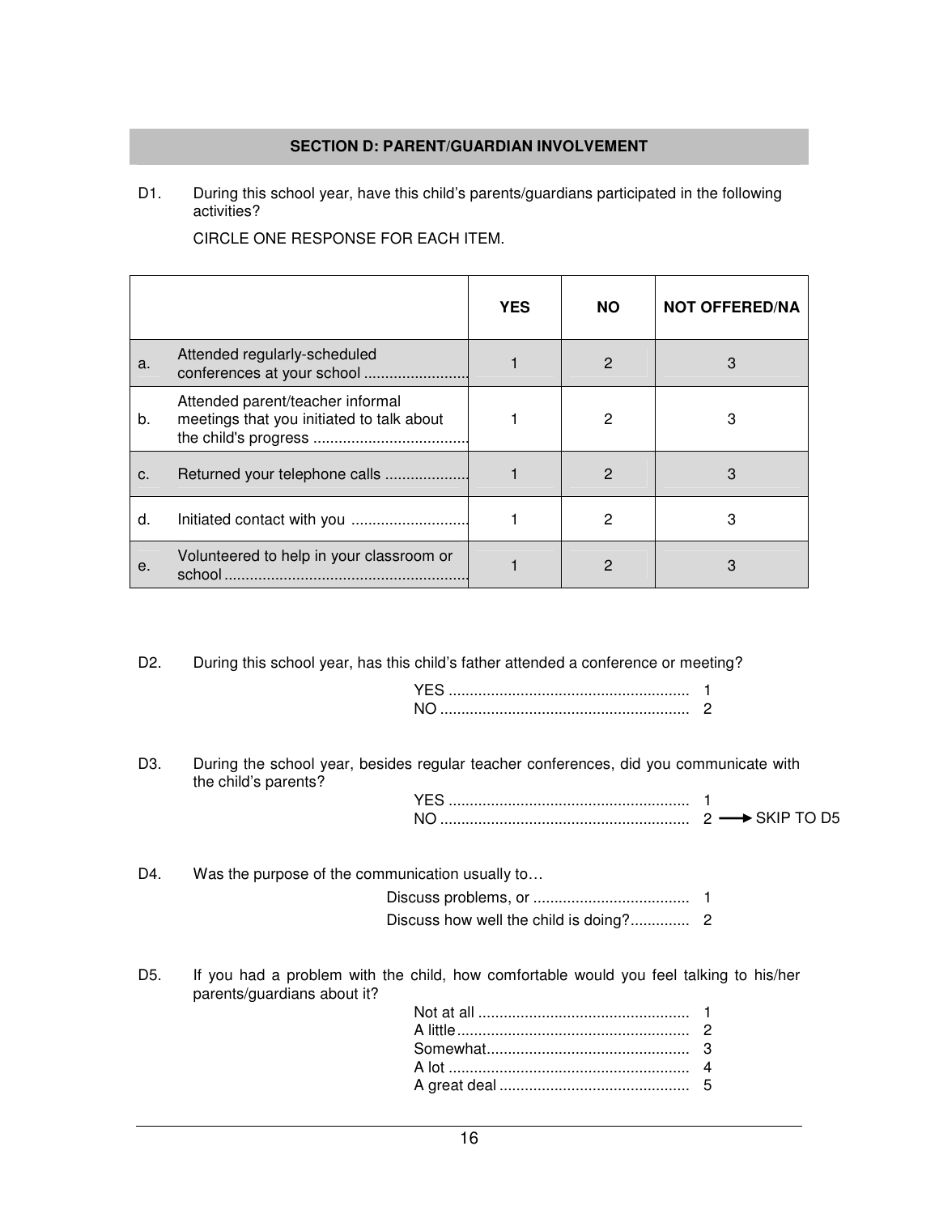## SECTION D: PARENT/GUARDIAN INVOLVEMENT

D1. During this school year, have this child's parents/guardians participated in the following activities?

CIRCLE ONE RESPONSE FOR EACH ITEM.

| | | YES | NO | NOT OFFERED/NA |
|---|---|---|---|---|
| a. | Attended regularly-scheduled conferences at your school ........................ | 1 | 2 | 3 |
| b. | Attended parent/teacher informal meetings that you initiated to talk about the child's progress .................................... | 1 | 2 | 3 |
| c. | Returned your telephone calls ................... | 1 | 2 | 3 |
| d. | Initiated contact with you ........................... | 1 | 2 | 3 |
| e. | Volunteered to help in your classroom or school ......................................................... | 1 | 2 | 3 |

D2. During this school year, has this child's father attended a conference or meeting?

YES ........................................................ 1
NO .......................................................... 2

D3. During the school year, besides regular teacher conferences, did you communicate with the child's parents?

YES ........................................................ 1
NO .......................................................... 2 → SKIP TO D5

D4. Was the purpose of the communication usually to…

Discuss problems, or .................................... 1
Discuss how well the child is doing?............. 2

D5. If you had a problem with the child, how comfortable would you feel talking to his/her parents/guardians about it?

Not at all ................................................. 1
A little...................................................... 2
Somewhat................................................ 3
A lot ........................................................ 4
A great deal ............................................ 5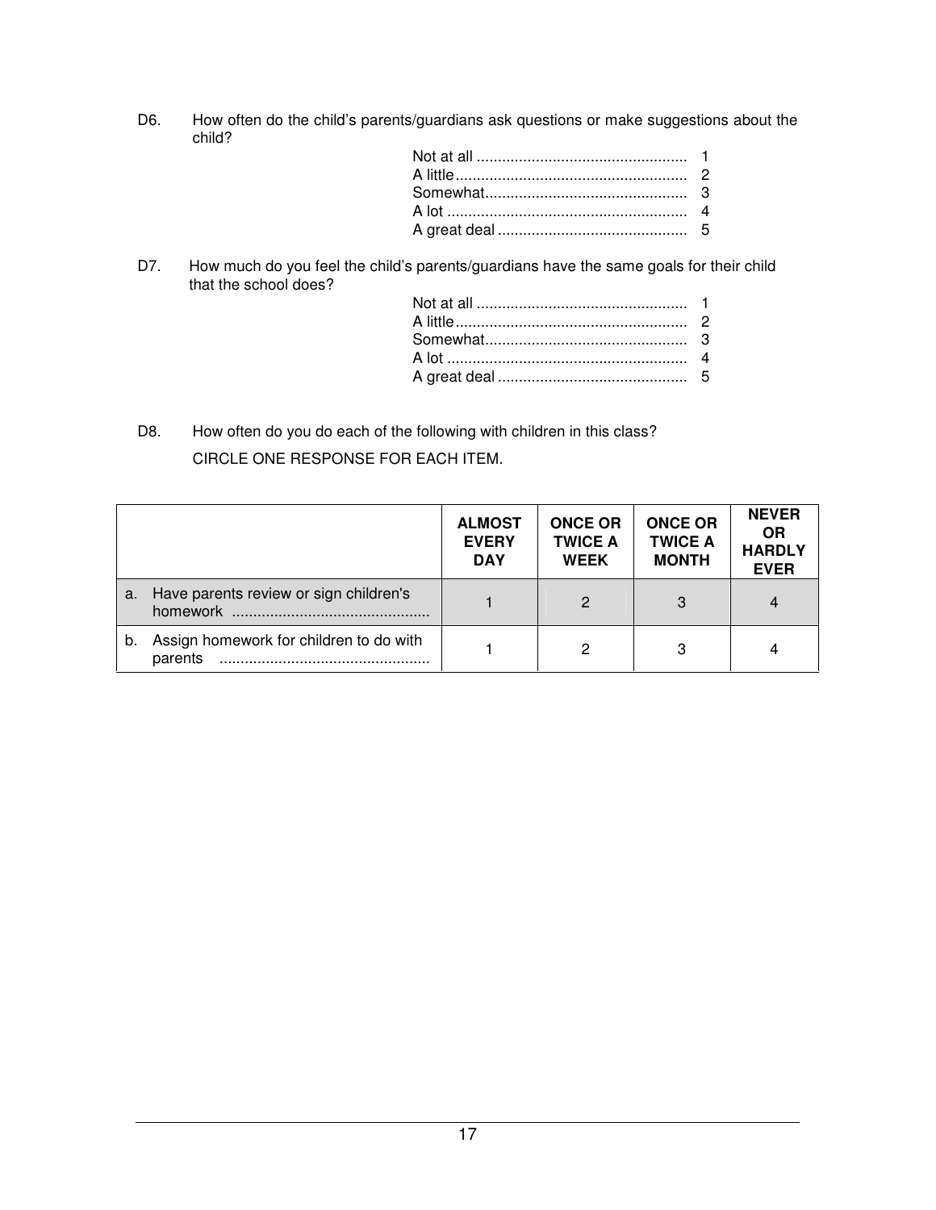D6. How often do the child's parents/guardians ask questions or make suggestions about the child?

Not at all ................................................. 1
A little ...................................................... 2
Somewhat................................................ 3
A lot ........................................................ 4
A great deal ............................................ 5

D7. How much do you feel the child's parents/guardians have the same goals for their child that the school does?

Not at all ................................................. 1
A little ...................................................... 2
Somewhat................................................ 3
A lot ........................................................ 4
A great deal ............................................ 5

D8. How often do you do each of the following with children in this class?

CIRCLE ONE RESPONSE FOR EACH ITEM.

| | ALMOST EVERY DAY | ONCE OR TWICE A WEEK | ONCE OR TWICE A MONTH | NEVER OR HARDLY EVER |
|---|---|---|---|---|
| a. Have parents review or sign children's homework .............................................. | 1 | 2 | 3 | 4 |
| b. Assign homework for children to do with parents ................................................. | 1 | 2 | 3 | 4 |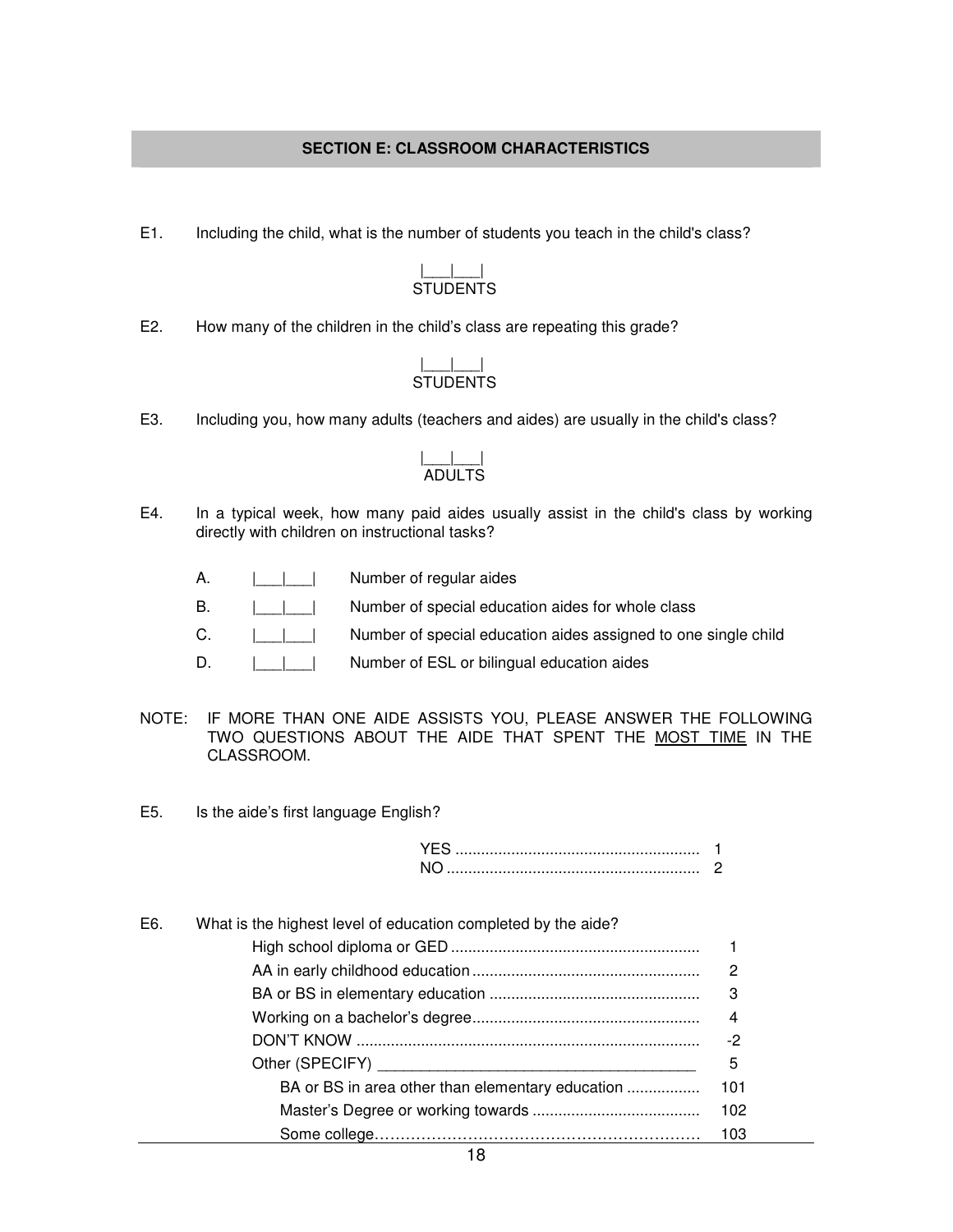## SECTION E: CLASSROOM CHARACTERISTICS

E1. Including the child, what is the number of students you teach in the child's class?

|___|___|
STUDENTS

E2. How many of the children in the child's class are repeating this grade?

|___|___|
STUDENTS

E3. Including you, how many adults (teachers and aides) are usually in the child's class?

|___|___|
ADULTS

E4. In a typical week, how many paid aides usually assist in the child's class by working directly with children on instructional tasks?

A. |___|___| Number of regular aides

B. |___|___| Number of special education aides for whole class

C. |___|___| Number of special education aides assigned to one single child

D. |___|___| Number of ESL or bilingual education aides

NOTE: IF MORE THAN ONE AIDE ASSISTS YOU, PLEASE ANSWER THE FOLLOWING TWO QUESTIONS ABOUT THE AIDE THAT SPENT THE <u>MOST TIME</u> IN THE CLASSROOM.

E5. Is the aide's first language English?

| | |
|---|---|
| YES | 1 |
| NO | 2 |

E6. What is the highest level of education completed by the aide?

| | |
|---|---|
| High school diploma or GED | 1 |
| AA in early childhood education | 2 |
| BA or BS in elementary education | 3 |
| Working on a bachelor's degree | 4 |
| DON'T KNOW | -2 |
| Other (SPECIFY) ______________________________________ | 5 |
| BA or BS in area other than elementary education | 101 |
| Master's Degree or working towards | 102 |
| Some college | 103 |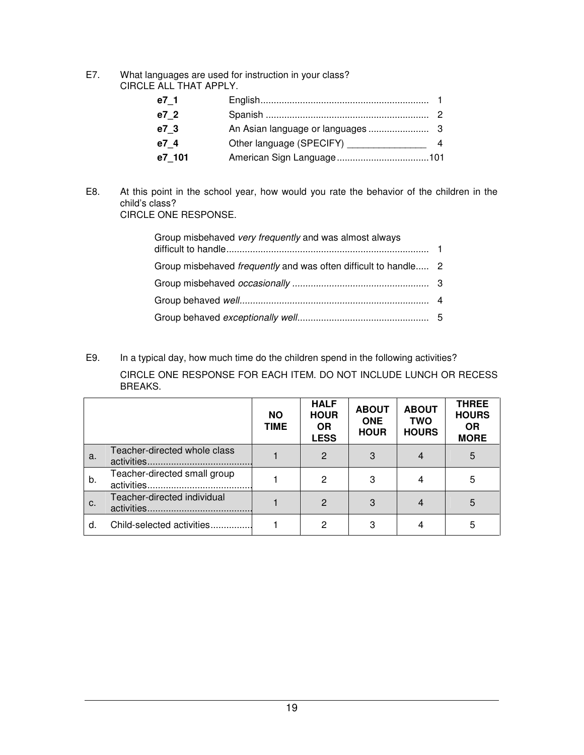E7. What languages are used for instruction in your class?
CIRCLE ALL THAT APPLY.

| | | |
|---|---|---|
| **e7_1** | English | 1 |
| **e7_2** | Spanish | 2 |
| **e7_3** | An Asian language or languages | 3 |
| **e7_4** | Other language (SPECIFY) _______________ | 4 |
| **e7_101** | American Sign Language | 101 |

E8. At this point in the school year, how would you rate the behavior of the children in the child's class?
CIRCLE ONE RESPONSE.

| | |
|---|---|
| Group misbehaved *very frequently* and was almost always difficult to handle | 1 |
| Group misbehaved *frequently* and was often difficult to handle | 2 |
| Group misbehaved *occasionally* | 3 |
| Group behaved *well* | 4 |
| Group behaved *exceptionally well* | 5 |

E9. In a typical day, how much time do the children spend in the following activities?

CIRCLE ONE RESPONSE FOR EACH ITEM. DO NOT INCLUDE LUNCH OR RECESS BREAKS.

| | | NO TIME | HALF HOUR OR LESS | ABOUT ONE HOUR | ABOUT TWO HOURS | THREE HOURS OR MORE |
|---|---|---|---|---|---|---|
| a. | Teacher-directed whole class activities | 1 | 2 | 3 | 4 | 5 |
| b. | Teacher-directed small group activities | 1 | 2 | 3 | 4 | 5 |
| c. | Teacher-directed individual activities | 1 | 2 | 3 | 4 | 5 |
| d. | Child-selected activities | 1 | 2 | 3 | 4 | 5 |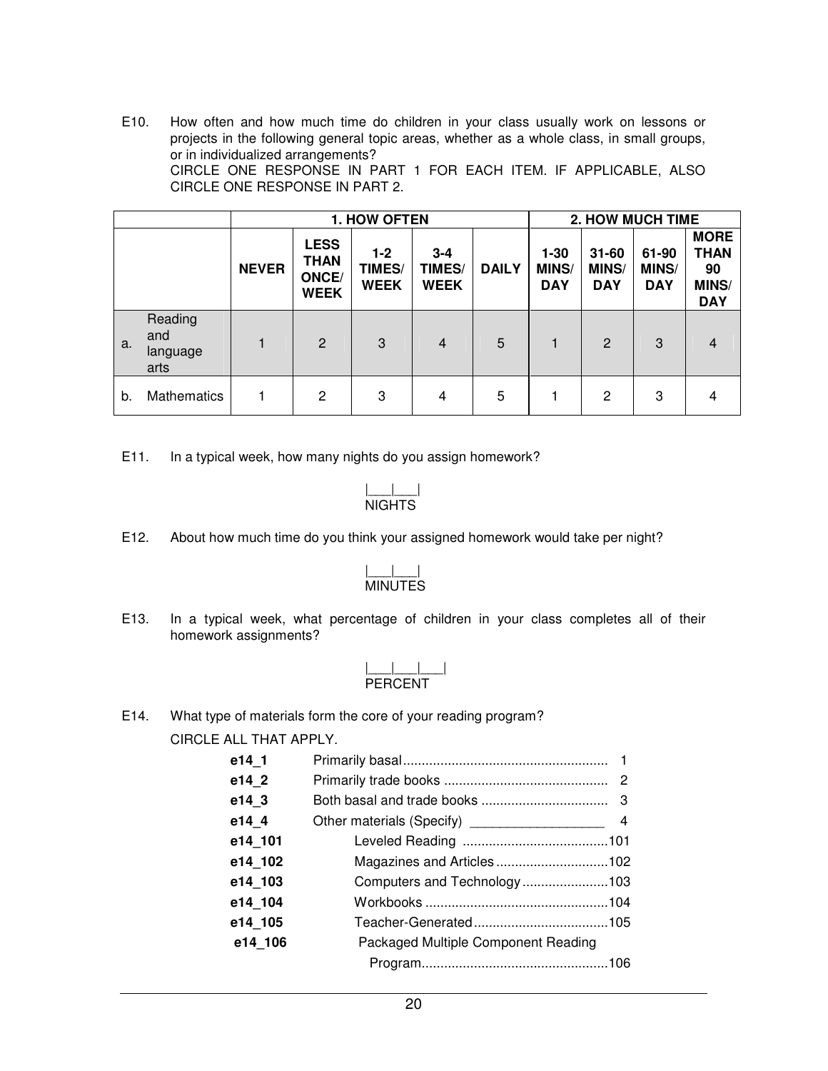E10. How often and how much time do children in your class usually work on lessons or projects in the following general topic areas, whether as a whole class, in small groups, or in individualized arrangements?
CIRCLE ONE RESPONSE IN PART 1 FOR EACH ITEM. IF APPLICABLE, ALSO CIRCLE ONE RESPONSE IN PART 2.

| | | 1. HOW OFTEN | | | | | 2. HOW MUCH TIME | | | |
|---|---|---|---|---|---|---|---|---|---|---|
| | | NEVER | LESS THAN ONCE/ WEEK | 1-2 TIMES/ WEEK | 3-4 TIMES/ WEEK | DAILY | 1-30 MINS/ DAY | 31-60 MINS/ DAY | 61-90 MINS/ DAY | MORE THAN 90 MINS/ DAY |
| a. | Reading and language arts | 1 | 2 | 3 | 4 | 5 | 1 | 2 | 3 | 4 |
| b. | Mathematics | 1 | 2 | 3 | 4 | 5 | 1 | 2 | 3 | 4 |

E11. In a typical week, how many nights do you assign homework?

|___|___|
NIGHTS

E12. About how much time do you think your assigned homework would take per night?

|___|___|
MINUTES

E13. In a typical week, what percentage of children in your class completes all of their homework assignments?

|___|___|___|
PERCENT

E14. What type of materials form the core of your reading program?
CIRCLE ALL THAT APPLY.

| | | |
|---|---|---|
| e14_1 | Primarily basal | 1 |
| e14_2 | Primarily trade books | 2 |
| e14_3 | Both basal and trade books | 3 |
| e14_4 | Other materials (Specify) __________________ | 4 |
| e14_101 | Leveled Reading | 101 |
| e14_102 | Magazines and Articles | 102 |
| e14_103 | Computers and Technology | 103 |
| e14_104 | Workbooks | 104 |
| e14_105 | Teacher-Generated | 105 |
| e14_106 | Packaged Multiple Component Reading Program | 106 |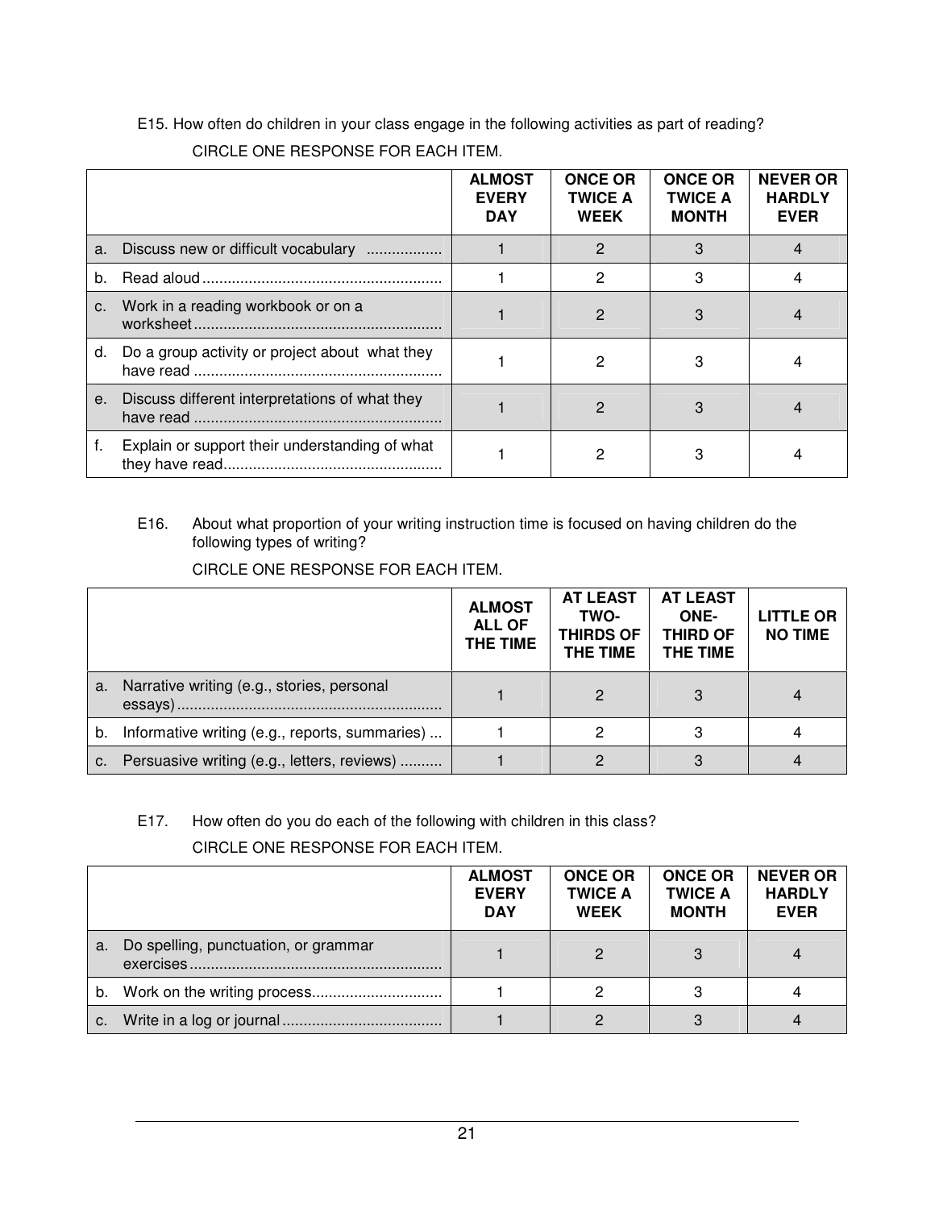E15. How often do children in your class engage in the following activities as part of reading?

CIRCLE ONE RESPONSE FOR EACH ITEM.

| | ALMOST EVERY DAY | ONCE OR TWICE A WEEK | ONCE OR TWICE A MONTH | NEVER OR HARDLY EVER |
|---|---|---|---|---|
| a. Discuss new or difficult vocabulary .................. | 1 | 2 | 3 | 4 |
| b. Read aloud ........................................................ | 1 | 2 | 3 | 4 |
| c. Work in a reading workbook or on a worksheet .......................................................... | 1 | 2 | 3 | 4 |
| d. Do a group activity or project about what they have read .......................................................... | 1 | 2 | 3 | 4 |
| e. Discuss different interpretations of what they have read .......................................................... | 1 | 2 | 3 | 4 |
| f. Explain or support their understanding of what they have read................................................... | 1 | 2 | 3 | 4 |

E16. About what proportion of your writing instruction time is focused on having children do the following types of writing?

CIRCLE ONE RESPONSE FOR EACH ITEM.

| | ALMOST ALL OF THE TIME | AT LEAST TWO-THIRDS OF THE TIME | AT LEAST ONE-THIRD OF THE TIME | LITTLE OR NO TIME |
|---|---|---|---|---|
| a. Narrative writing (e.g., stories, personal essays) .............................................................. | 1 | 2 | 3 | 4 |
| b. Informative writing (e.g., reports, summaries) ... | 1 | 2 | 3 | 4 |
| c. Persuasive writing (e.g., letters, reviews) .......... | 1 | 2 | 3 | 4 |

E17. How often do you do each of the following with children in this class?

CIRCLE ONE RESPONSE FOR EACH ITEM.

| | ALMOST EVERY DAY | ONCE OR TWICE A WEEK | ONCE OR TWICE A MONTH | NEVER OR HARDLY EVER |
|---|---|---|---|---|
| a. Do spelling, punctuation, or grammar exercises........................................................... | 1 | 2 | 3 | 4 |
| b. Work on the writing process.............................. | 1 | 2 | 3 | 4 |
| c. Write in a log or journal ...................................... | 1 | 2 | 3 | 4 |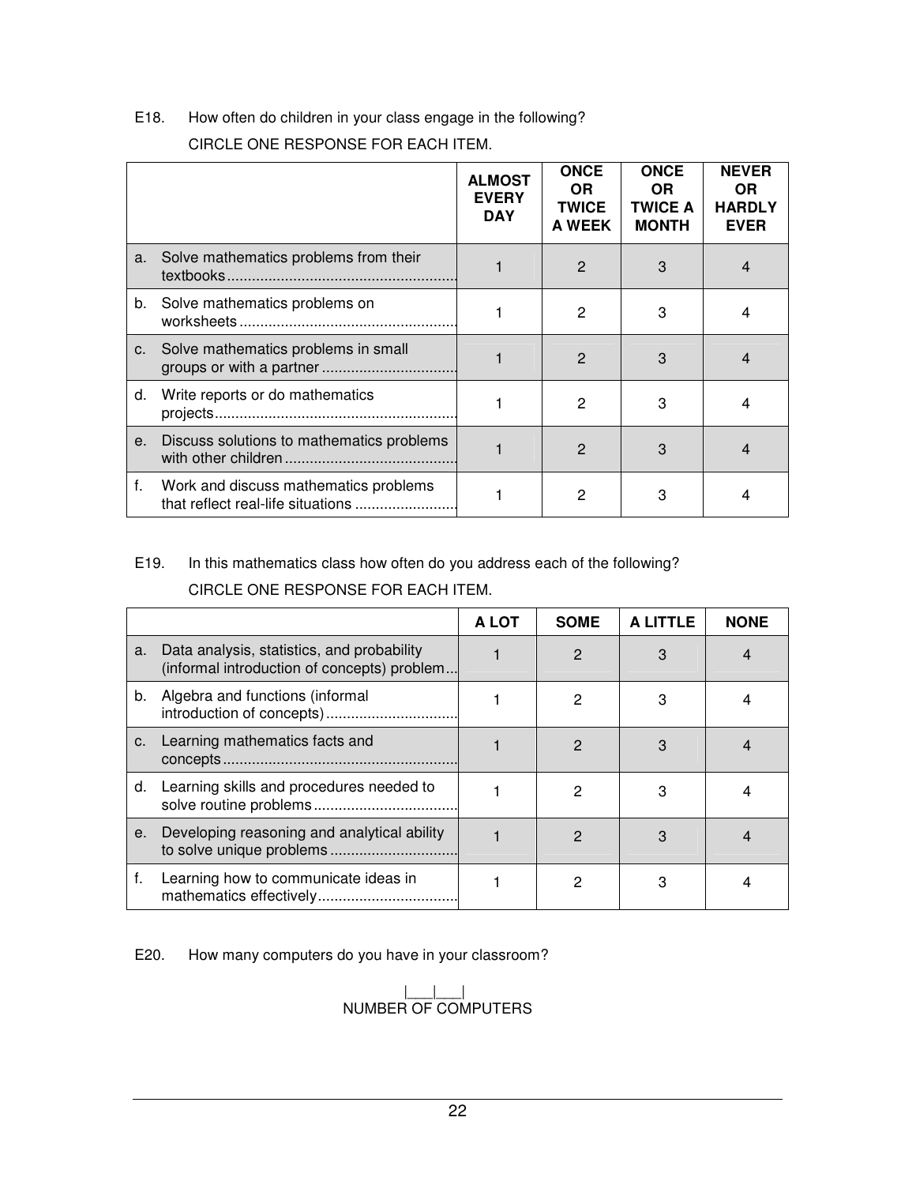E18. How often do children in your class engage in the following?

CIRCLE ONE RESPONSE FOR EACH ITEM.

| | ALMOST EVERY DAY | ONCE OR TWICE A WEEK | ONCE OR TWICE A MONTH | NEVER OR HARDLY EVER |
|---|---|---|---|---|
| a. Solve mathematics problems from their textbooks........................................................ | 1 | 2 | 3 | 4 |
| b. Solve mathematics problems on worksheets..................................................... | 1 | 2 | 3 | 4 |
| c. Solve mathematics problems in small groups or with a partner ................................. | 1 | 2 | 3 | 4 |
| d. Write reports or do mathematics projects........................................................... | 1 | 2 | 3 | 4 |
| e. Discuss solutions to mathematics problems with other children .......................................... | 1 | 2 | 3 | 4 |
| f. Work and discuss mathematics problems that reflect real-life situations ......................... | 1 | 2 | 3 | 4 |

E19. In this mathematics class how often do you address each of the following?

CIRCLE ONE RESPONSE FOR EACH ITEM.

| | A LOT | SOME | A LITTLE | NONE |
|---|---|---|---|---|
| a. Data analysis, statistics, and probability (informal introduction of concepts) problem... | 1 | 2 | 3 | 4 |
| b. Algebra and functions (informal introduction of concepts)................................. | 1 | 2 | 3 | 4 |
| c. Learning mathematics facts and concepts......................................................... | 1 | 2 | 3 | 4 |
| d. Learning skills and procedures needed to solve routine problems................................... | 1 | 2 | 3 | 4 |
| e. Developing reasoning and analytical ability to solve unique problems ............................... | 1 | 2 | 3 | 4 |
| f. Learning how to communicate ideas in mathematics effectively.................................. | 1 | 2 | 3 | 4 |

E20. How many computers do you have in your classroom?

|___|___|
NUMBER OF COMPUTERS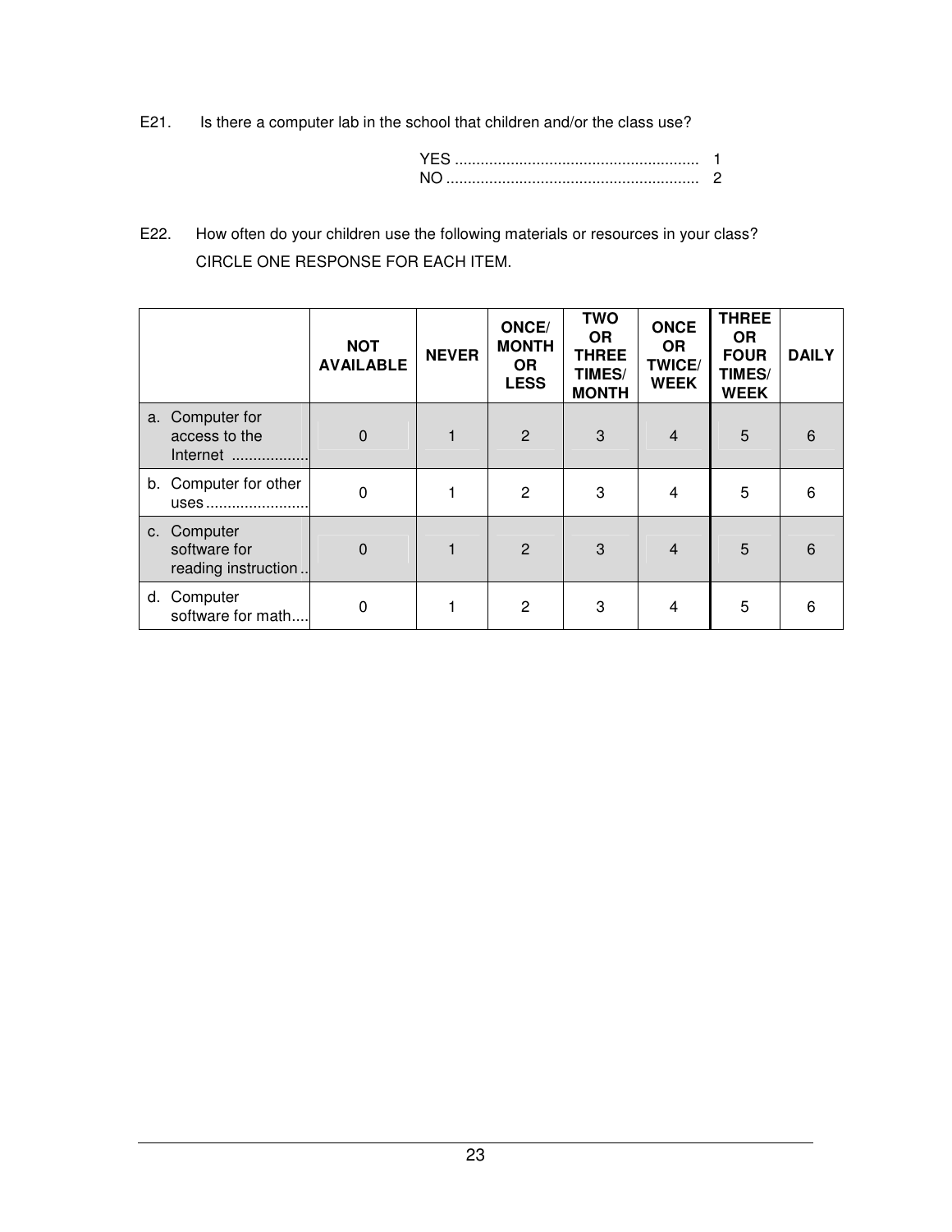E21. Is there a computer lab in the school that children and/or the class use?

YES ........................................................ 1
NO .......................................................... 2

E22. How often do your children use the following materials or resources in your class?
CIRCLE ONE RESPONSE FOR EACH ITEM.

| | NOT AVAILABLE | NEVER | ONCE/ MONTH OR LESS | TWO OR THREE TIMES/ MONTH | ONCE OR TWICE/ WEEK | THREE OR FOUR TIMES/ WEEK | DAILY |
|---|---|---|---|---|---|---|---|
| a. Computer for access to the Internet .................. | 0 | 1 | 2 | 3 | 4 | 5 | 6 |
| b. Computer for other uses ........................ | 0 | 1 | 2 | 3 | 4 | 5 | 6 |
| c. Computer software for reading instruction .. | 0 | 1 | 2 | 3 | 4 | 5 | 6 |
| d. Computer software for math.... | 0 | 1 | 2 | 3 | 4 | 5 | 6 |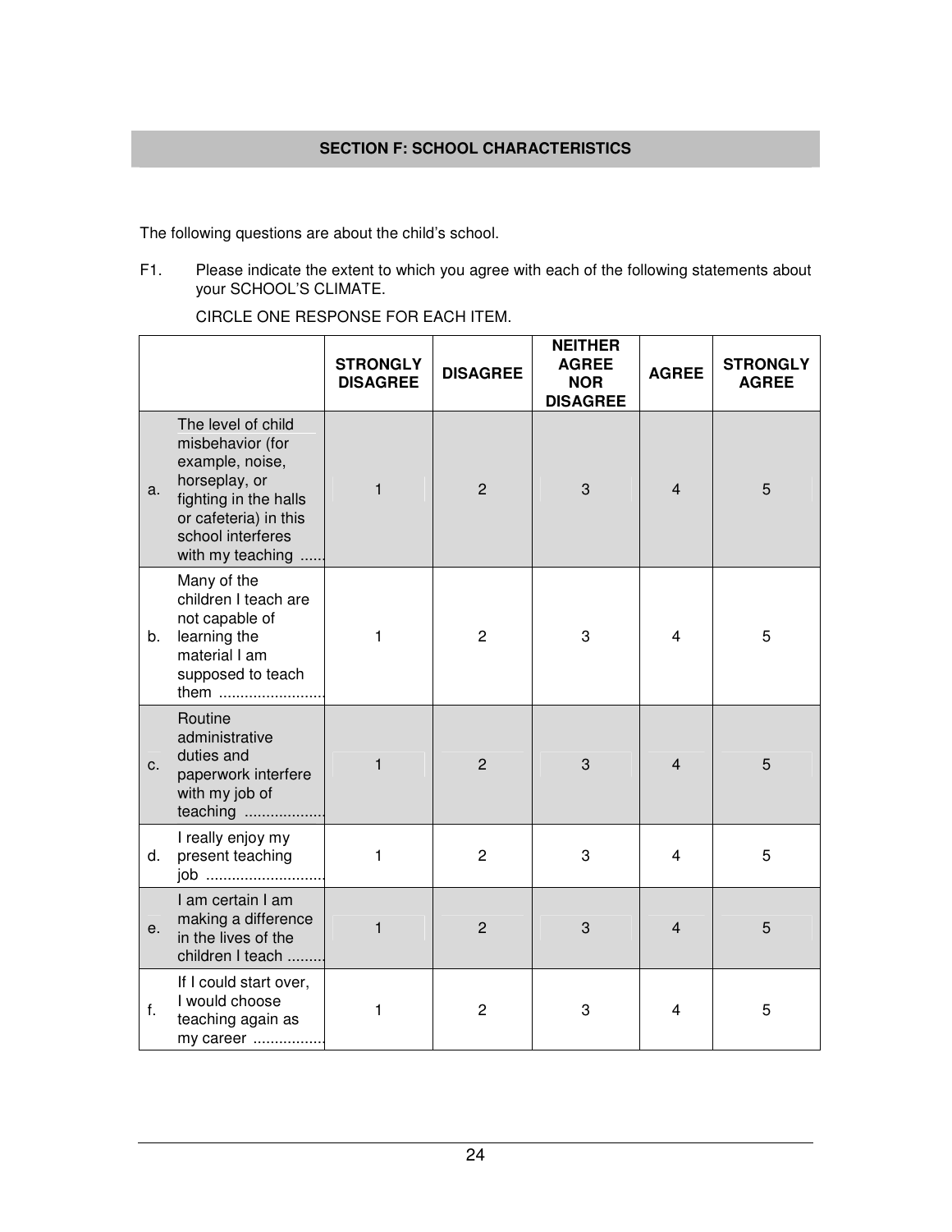## SECTION F: SCHOOL CHARACTERISTICS

The following questions are about the child's school.

F1. Please indicate the extent to which you agree with each of the following statements about your SCHOOL'S CLIMATE.

CIRCLE ONE RESPONSE FOR EACH ITEM.

| | | STRONGLY DISAGREE | DISAGREE | NEITHER AGREE NOR DISAGREE | AGREE | STRONGLY AGREE |
|---|---|---|---|---|---|---|
| a. | The level of child misbehavior (for example, noise, horseplay, or fighting in the halls or cafeteria) in this school interferes with my teaching ...... | 1 | 2 | 3 | 4 | 5 |
| b. | Many of the children I teach are not capable of learning the material I am supposed to teach them ......................... | 1 | 2 | 3 | 4 | 5 |
| c. | Routine administrative duties and paperwork interfere with my job of teaching .................. | 1 | 2 | 3 | 4 | 5 |
| d. | I really enjoy my present teaching job ........................... | 1 | 2 | 3 | 4 | 5 |
| e. | I am certain I am making a difference in the lives of the children I teach ......... | 1 | 2 | 3 | 4 | 5 |
| f. | If I could start over, I would choose teaching again as my career ................ | 1 | 2 | 3 | 4 | 5 |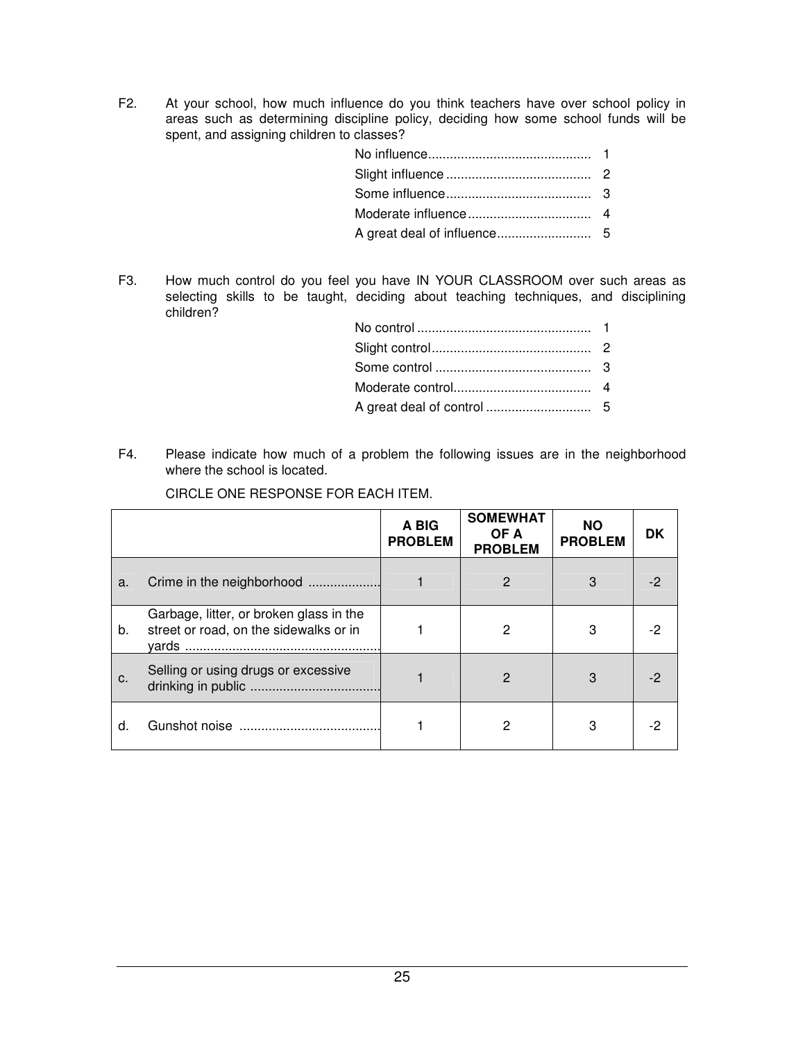F2. At your school, how much influence do you think teachers have over school policy in areas such as determining discipline policy, deciding how some school funds will be spent, and assigning children to classes?

| | |
|---|---|
| No influence | 1 |
| Slight influence | 2 |
| Some influence | 3 |
| Moderate influence | 4 |
| A great deal of influence | 5 |

F3. How much control do you feel you have IN YOUR CLASSROOM over such areas as selecting skills to be taught, deciding about teaching techniques, and disciplining children?

| | |
|---|---|
| No control | 1 |
| Slight control | 2 |
| Some control | 3 |
| Moderate control | 4 |
| A great deal of control | 5 |

F4. Please indicate how much of a problem the following issues are in the neighborhood where the school is located.

CIRCLE ONE RESPONSE FOR EACH ITEM.

| | | A BIG PROBLEM | SOMEWHAT OF A PROBLEM | NO PROBLEM | DK |
|---|---|---|---|---|---|
| a. | Crime in the neighborhood | 1 | 2 | 3 | -2 |
| b. | Garbage, litter, or broken glass in the street or road, on the sidewalks or in yards | 1 | 2 | 3 | -2 |
| c. | Selling or using drugs or excessive drinking in public | 1 | 2 | 3 | -2 |
| d. | Gunshot noise | 1 | 2 | 3 | -2 |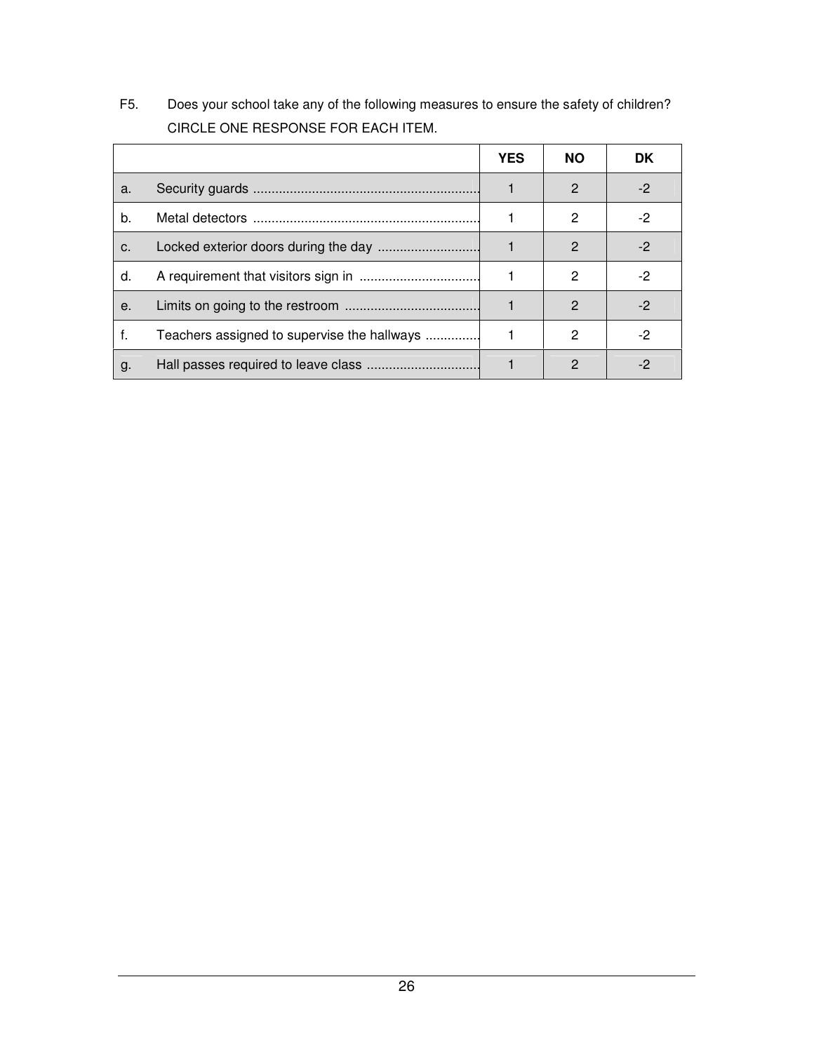F5. Does your school take any of the following measures to ensure the safety of children?
CIRCLE ONE RESPONSE FOR EACH ITEM.

| | YES | NO | DK |
|---|---|---|---|
| a. Security guards ............................................................. | 1 | 2 | -2 |
| b. Metal detectors ............................................................. | 1 | 2 | -2 |
| c. Locked exterior doors during the day ............................ | 1 | 2 | -2 |
| d. A requirement that visitors sign in ................................. | 1 | 2 | -2 |
| e. Limits on going to the restroom ..................................... | 1 | 2 | -2 |
| f. Teachers assigned to supervise the hallways ............... | 1 | 2 | -2 |
| g. Hall passes required to leave class ............................... | 1 | 2 | -2 |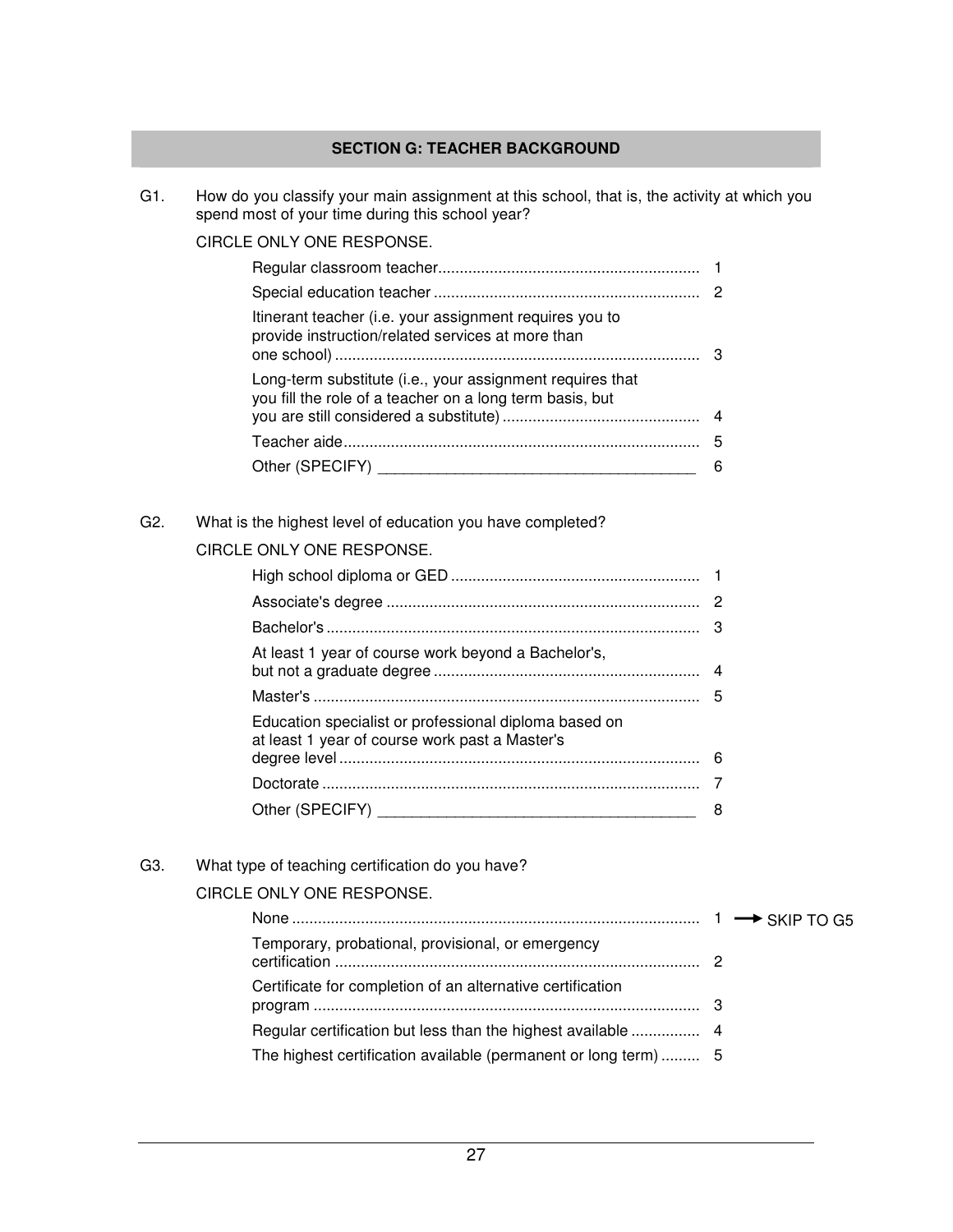## SECTION G: TEACHER BACKGROUND

G1. How do you classify your main assignment at this school, that is, the activity at which you spend most of your time during this school year?

CIRCLE ONLY ONE RESPONSE.

| Response | Code |
|---|---|
| Regular classroom teacher | 1 |
| Special education teacher | 2 |
| Itinerant teacher (i.e. your assignment requires you to provide instruction/related services at more than one school) | 3 |
| Long-term substitute (i.e., your assignment requires that you fill the role of a teacher on a long term basis, but you are still considered a substitute) | 4 |
| Teacher aide | 5 |
| Other (SPECIFY) ____________________________________ | 6 |

G2. What is the highest level of education you have completed?

CIRCLE ONLY ONE RESPONSE.

| Response | Code |
|---|---|
| High school diploma or GED | 1 |
| Associate's degree | 2 |
| Bachelor's | 3 |
| At least 1 year of course work beyond a Bachelor's, but not a graduate degree | 4 |
| Master's | 5 |
| Education specialist or professional diploma based on at least 1 year of course work past a Master's degree level | 6 |
| Doctorate | 7 |
| Other (SPECIFY) ____________________________________ | 8 |

G3. What type of teaching certification do you have?

CIRCLE ONLY ONE RESPONSE.

| Response | Code | |
|---|---|---|
| None | 1 | → SKIP TO G5 |
| Temporary, probational, provisional, or emergency certification | 2 | |
| Certificate for completion of an alternative certification program | 3 | |
| Regular certification but less than the highest available | 4 | |
| The highest certification available (permanent or long term) | 5 | |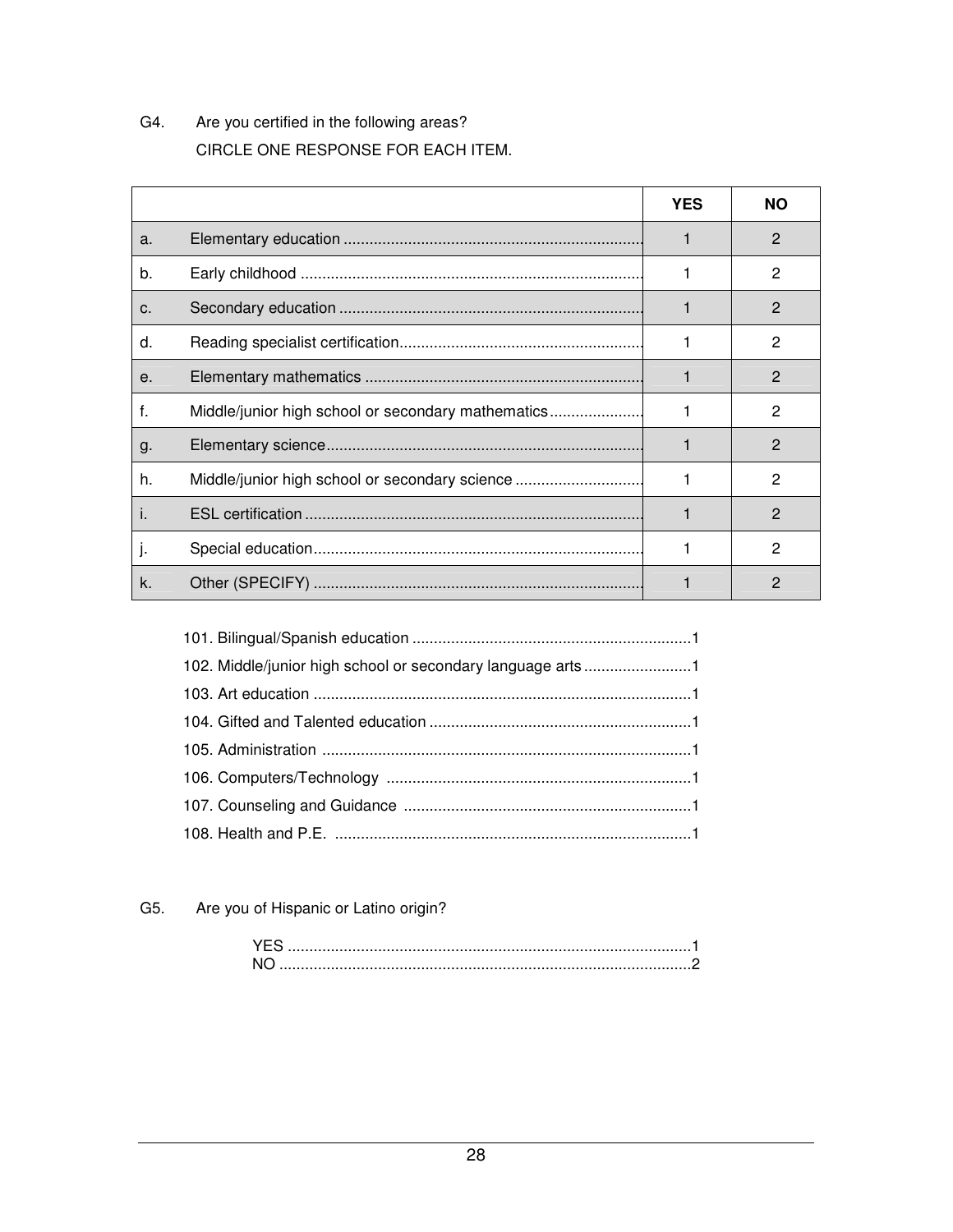G4. Are you certified in the following areas?

CIRCLE ONE RESPONSE FOR EACH ITEM.

| | YES | NO |
|---|---|---|
| a. Elementary education ........................................................................ | 1 | 2 |
| b. Early childhood .............................................................................. | 1 | 2 |
| c. Secondary education ......................................................................... | 1 | 2 |
| d. Reading specialist certification........................................................ | 1 | 2 |
| e. Elementary mathematics ................................................................... | 1 | 2 |
| f. Middle/junior high school or secondary mathematics...................... | 1 | 2 |
| g. Elementary science........................................................................... | 1 | 2 |
| h. Middle/junior high school or secondary science ............................. | 1 | 2 |
| i. ESL certification ................................................................................ | 1 | 2 |
| j. Special education............................................................................... | 1 | 2 |
| k. Other (SPECIFY) ............................................................................. | 1 | 2 |

101. Bilingual/Spanish education ................................................................1
102. Middle/junior high school or secondary language arts .........................1
103. Art education .......................................................................................1
104. Gifted and Talented education ............................................................1
105. Administration .....................................................................................1
106. Computers/Technology ......................................................................1
107. Counseling and Guidance ..................................................................1
108. Health and P.E. ..................................................................................1

G5. Are you of Hispanic or Latino origin?

YES ............................................................................................1
NO ..............................................................................................2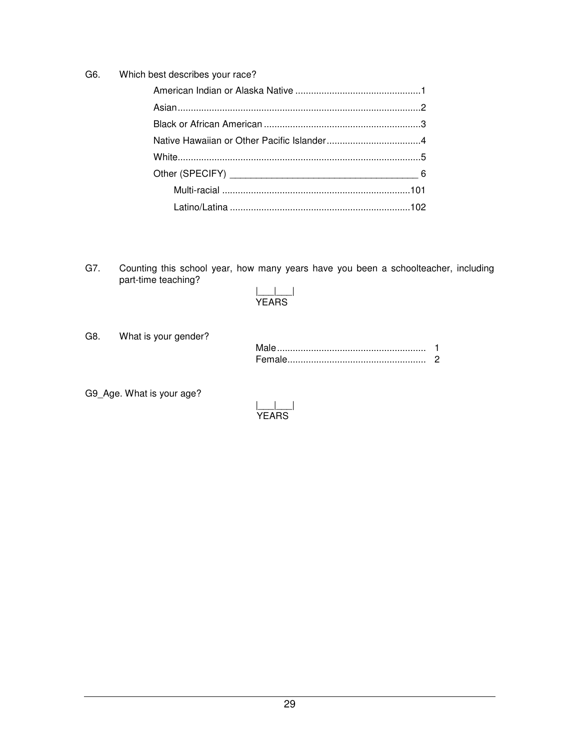G6. Which best describes your race?

American Indian or Alaska Native ................................................1
Asian............................................................................................2
Black or African American ............................................................3
Native Hawaiian or Other Pacific Islander....................................4
White............................................................................................5
Other (SPECIFY) _____________________________________ 6
Multi-racial .......................................................................101
Latino/Latina ....................................................................102

G7. Counting this school year, how many years have you been a schoolteacher, including part-time teaching?

|___|___|
YEARS

G8. What is your gender?

Male......................................................... 1
Female..................................................... 2

G9_Age. What is your age?

|___|___|
YEARS